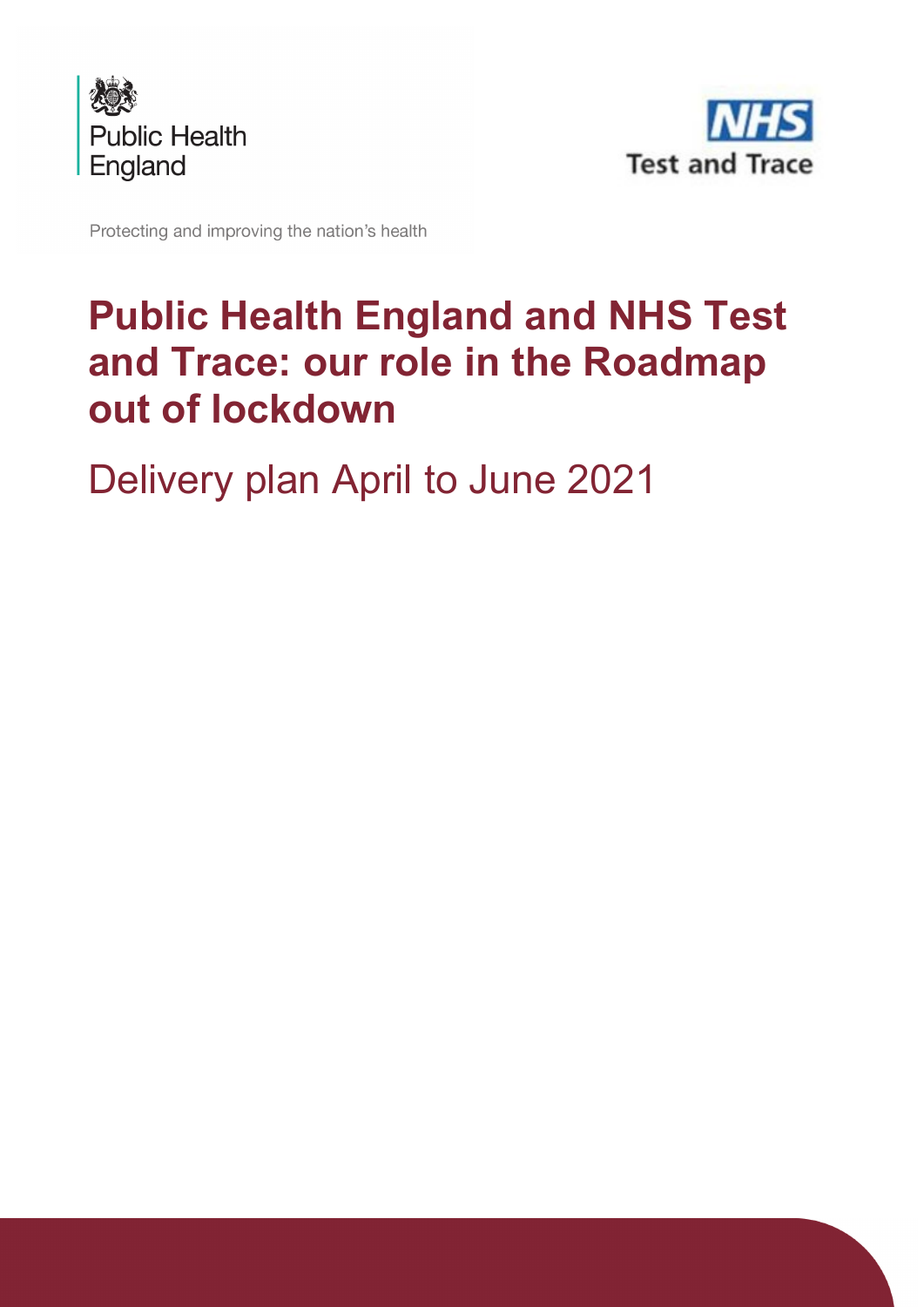Public Health England

Protecting and improving the nation's health

NHS Test and Trace

# Public Health England and NHS Test and Trace: our role in the Roadmap out of lockdown

## Delivery plan April to June 2021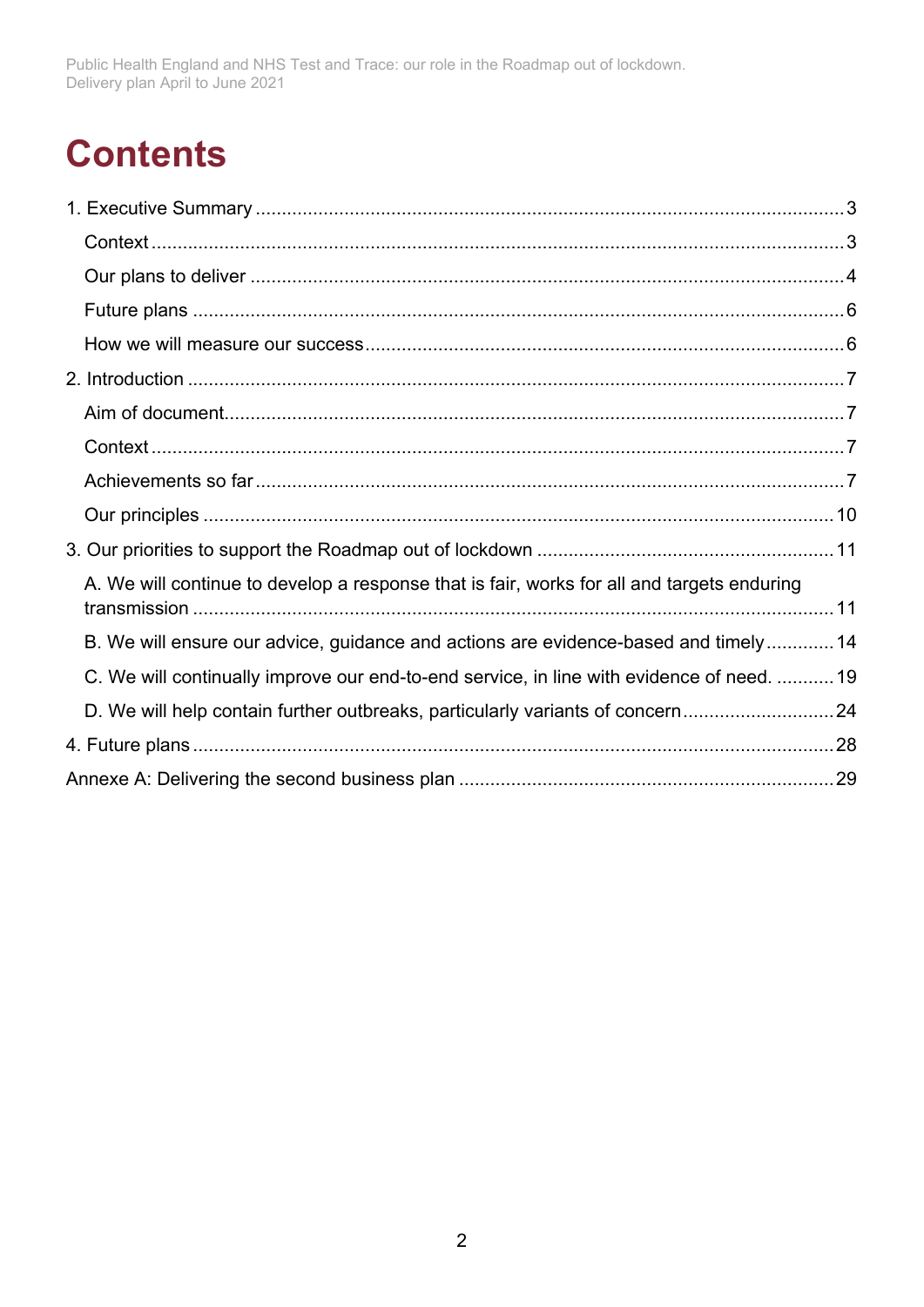# Contents

1. Executive Summary ........................................................................................................ 3
   - Context ........................................................................................................................ 3
   - Our plans to deliver ..................................................................................................... 4
   - Future plans ................................................................................................................ 6
   - How we will measure our success ............................................................................... 6
2. Introduction ................................................................................................................... 7
   - Aim of document .......................................................................................................... 7
   - Context ........................................................................................................................ 7
   - Achievements so far .................................................................................................... 7
   - Our principles ............................................................................................................ 10
3. Our priorities to support the Roadmap out of lockdown ............................................... 11
   - A. We will continue to develop a response that is fair, works for all and targets enduring transmission ............................................................................................................. 11
   - B. We will ensure our advice, guidance and actions are evidence-based and timely ............. 14
   - C. We will continually improve our end-to-end service, in line with evidence of need. ........... 19
   - D. We will help contain further outbreaks, particularly variants of concern ............................ 24
4. Future plans ................................................................................................................. 28

Annexe A: Delivering the second business plan ............................................................... 29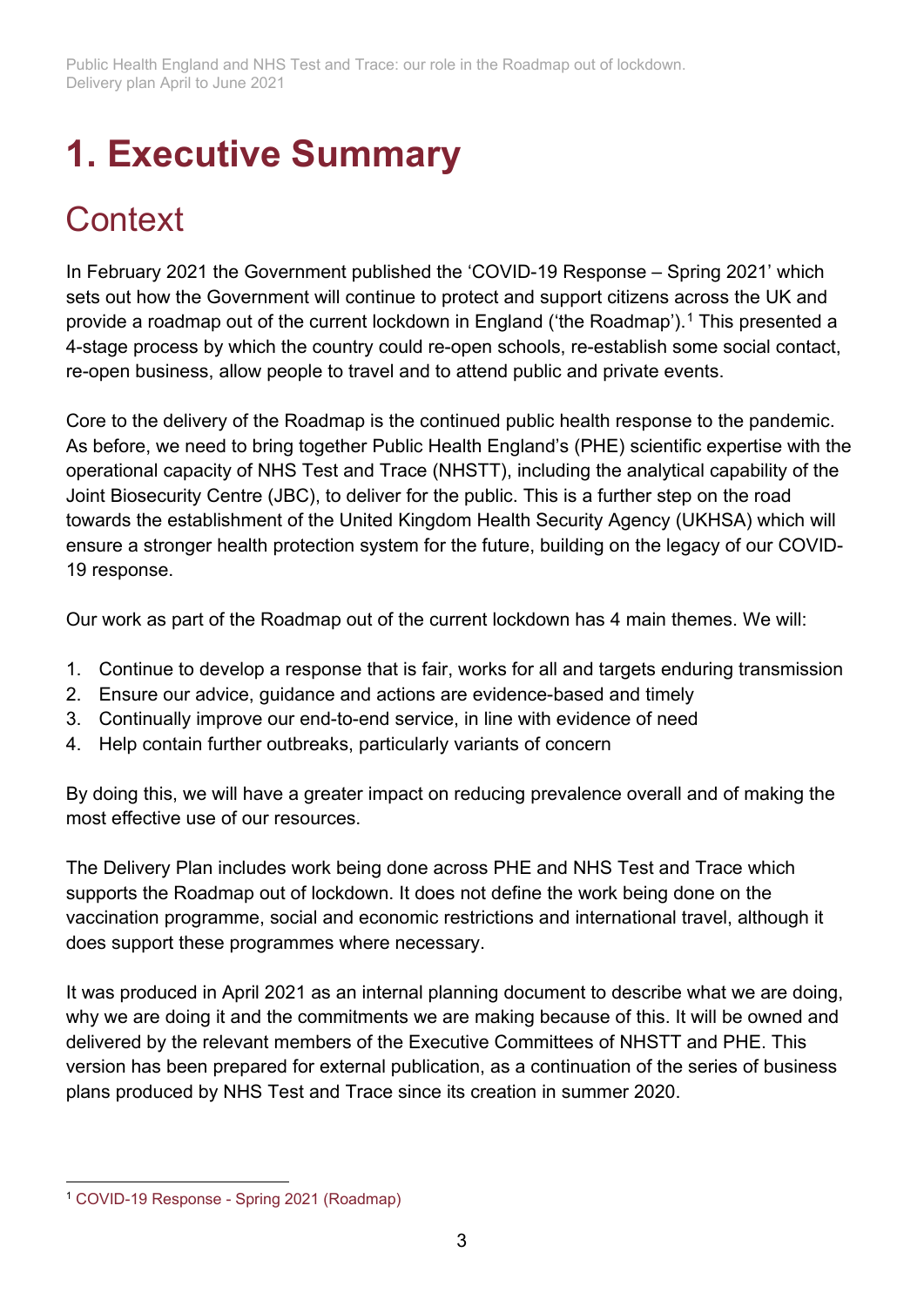# 1. Executive Summary

## Context

In February 2021 the Government published the 'COVID-19 Response – Spring 2021' which sets out how the Government will continue to protect and support citizens across the UK and provide a roadmap out of the current lockdown in England ('the Roadmap').[1] This presented a 4-stage process by which the country could re-open schools, re-establish some social contact, re-open business, allow people to travel and to attend public and private events.

Core to the delivery of the Roadmap is the continued public health response to the pandemic. As before, we need to bring together Public Health England's (PHE) scientific expertise with the operational capacity of NHS Test and Trace (NHSTT), including the analytical capability of the Joint Biosecurity Centre (JBC), to deliver for the public. This is a further step on the road towards the establishment of the United Kingdom Health Security Agency (UKHSA) which will ensure a stronger health protection system for the future, building on the legacy of our COVID-19 response.

Our work as part of the Roadmap out of the current lockdown has 4 main themes. We will:

1. Continue to develop a response that is fair, works for all and targets enduring transmission
2. Ensure our advice, guidance and actions are evidence-based and timely
3. Continually improve our end-to-end service, in line with evidence of need
4. Help contain further outbreaks, particularly variants of concern

By doing this, we will have a greater impact on reducing prevalence overall and of making the most effective use of our resources.

The Delivery Plan includes work being done across PHE and NHS Test and Trace which supports the Roadmap out of lockdown. It does not define the work being done on the vaccination programme, social and economic restrictions and international travel, although it does support these programmes where necessary.

It was produced in April 2021 as an internal planning document to describe what we are doing, why we are doing it and the commitments we are making because of this. It will be owned and delivered by the relevant members of the Executive Committees of NHSTT and PHE. This version has been prepared for external publication, as a continuation of the series of business plans produced by NHS Test and Trace since its creation in summer 2020.

---

[1] COVID-19 Response - Spring 2021 (Roadmap)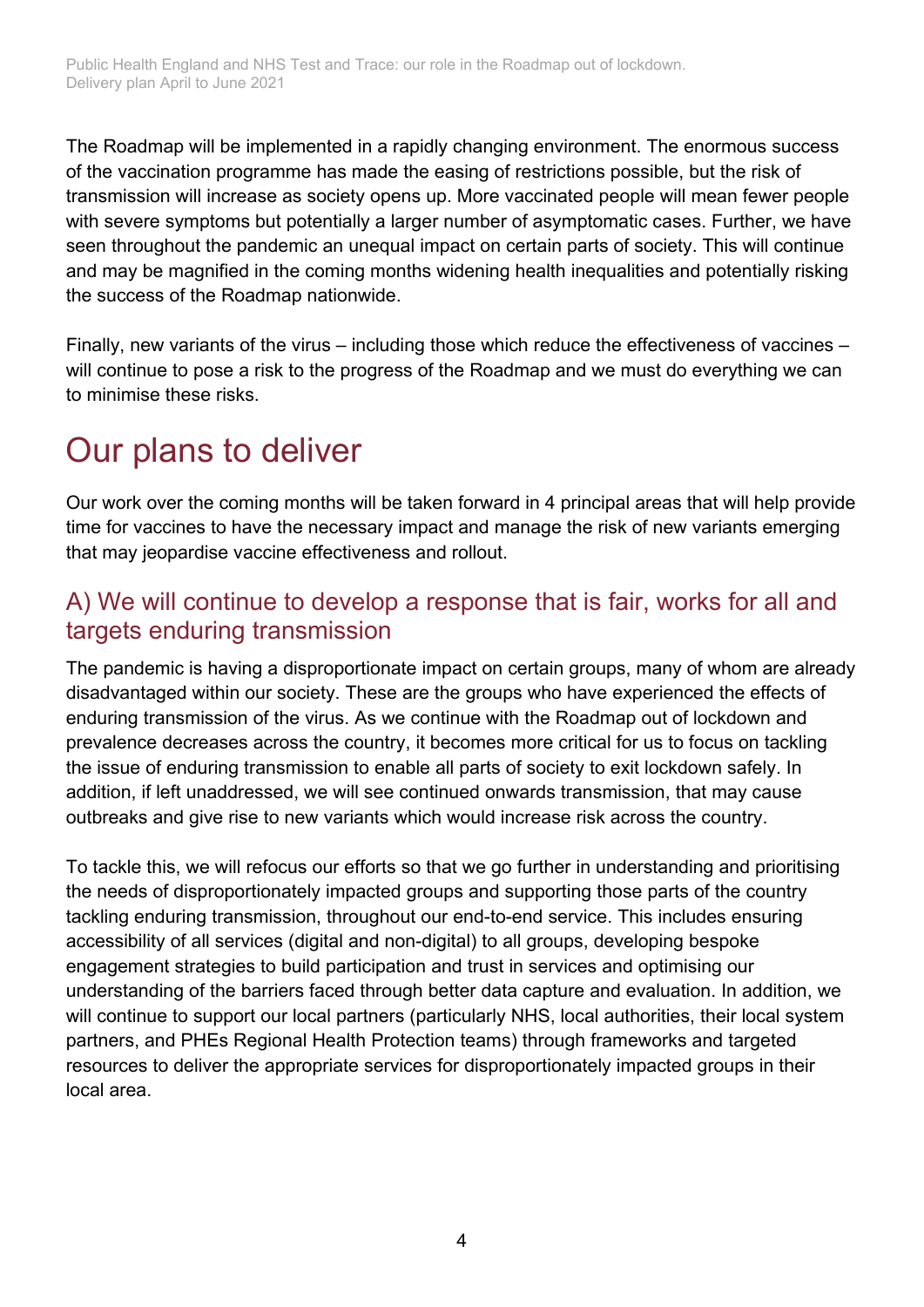The Roadmap will be implemented in a rapidly changing environment. The enormous success of the vaccination programme has made the easing of restrictions possible, but the risk of transmission will increase as society opens up. More vaccinated people will mean fewer people with severe symptoms but potentially a larger number of asymptomatic cases. Further, we have seen throughout the pandemic an unequal impact on certain parts of society. This will continue and may be magnified in the coming months widening health inequalities and potentially risking the success of the Roadmap nationwide.

Finally, new variants of the virus – including those which reduce the effectiveness of vaccines – will continue to pose a risk to the progress of the Roadmap and we must do everything we can to minimise these risks.

# Our plans to deliver

Our work over the coming months will be taken forward in 4 principal areas that will help provide time for vaccines to have the necessary impact and manage the risk of new variants emerging that may jeopardise vaccine effectiveness and rollout.

## A) We will continue to develop a response that is fair, works for all and targets enduring transmission

The pandemic is having a disproportionate impact on certain groups, many of whom are already disadvantaged within our society. These are the groups who have experienced the effects of enduring transmission of the virus. As we continue with the Roadmap out of lockdown and prevalence decreases across the country, it becomes more critical for us to focus on tackling the issue of enduring transmission to enable all parts of society to exit lockdown safely. In addition, if left unaddressed, we will see continued onwards transmission, that may cause outbreaks and give rise to new variants which would increase risk across the country.

To tackle this, we will refocus our efforts so that we go further in understanding and prioritising the needs of disproportionately impacted groups and supporting those parts of the country tackling enduring transmission, throughout our end-to-end service. This includes ensuring accessibility of all services (digital and non-digital) to all groups, developing bespoke engagement strategies to build participation and trust in services and optimising our understanding of the barriers faced through better data capture and evaluation. In addition, we will continue to support our local partners (particularly NHS, local authorities, their local system partners, and PHEs Regional Health Protection teams) through frameworks and targeted resources to deliver the appropriate services for disproportionately impacted groups in their local area.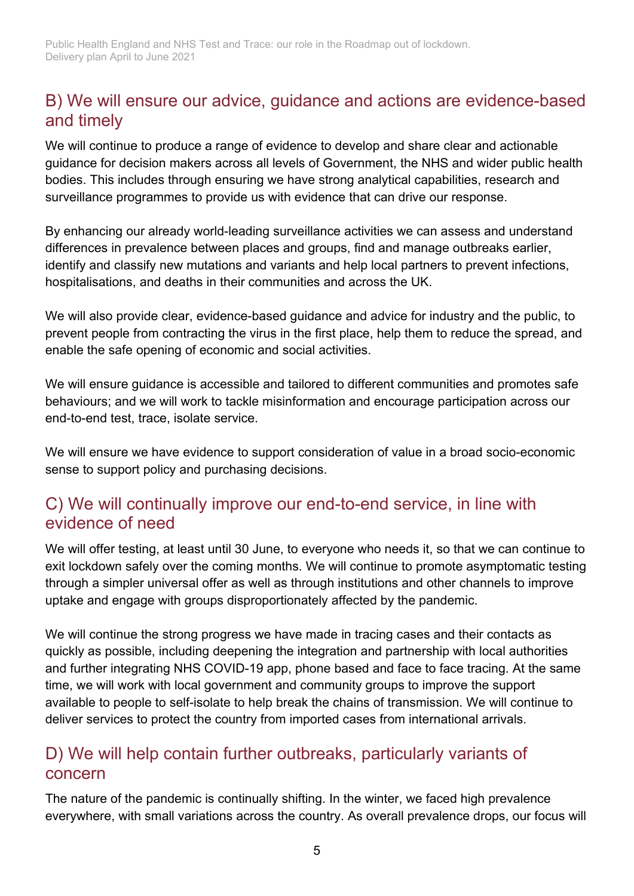## B) We will ensure our advice, guidance and actions are evidence-based and timely

We will continue to produce a range of evidence to develop and share clear and actionable guidance for decision makers across all levels of Government, the NHS and wider public health bodies. This includes through ensuring we have strong analytical capabilities, research and surveillance programmes to provide us with evidence that can drive our response.

By enhancing our already world-leading surveillance activities we can assess and understand differences in prevalence between places and groups, find and manage outbreaks earlier, identify and classify new mutations and variants and help local partners to prevent infections, hospitalisations, and deaths in their communities and across the UK.

We will also provide clear, evidence-based guidance and advice for industry and the public, to prevent people from contracting the virus in the first place, help them to reduce the spread, and enable the safe opening of economic and social activities.

We will ensure guidance is accessible and tailored to different communities and promotes safe behaviours; and we will work to tackle misinformation and encourage participation across our end-to-end test, trace, isolate service.

We will ensure we have evidence to support consideration of value in a broad socio-economic sense to support policy and purchasing decisions.

## C) We will continually improve our end-to-end service, in line with evidence of need

We will offer testing, at least until 30 June, to everyone who needs it, so that we can continue to exit lockdown safely over the coming months. We will continue to promote asymptomatic testing through a simpler universal offer as well as through institutions and other channels to improve uptake and engage with groups disproportionately affected by the pandemic.

We will continue the strong progress we have made in tracing cases and their contacts as quickly as possible, including deepening the integration and partnership with local authorities and further integrating NHS COVID-19 app, phone based and face to face tracing. At the same time, we will work with local government and community groups to improve the support available to people to self-isolate to help break the chains of transmission. We will continue to deliver services to protect the country from imported cases from international arrivals.

## D) We will help contain further outbreaks, particularly variants of concern

The nature of the pandemic is continually shifting. In the winter, we faced high prevalence everywhere, with small variations across the country. As overall prevalence drops, our focus will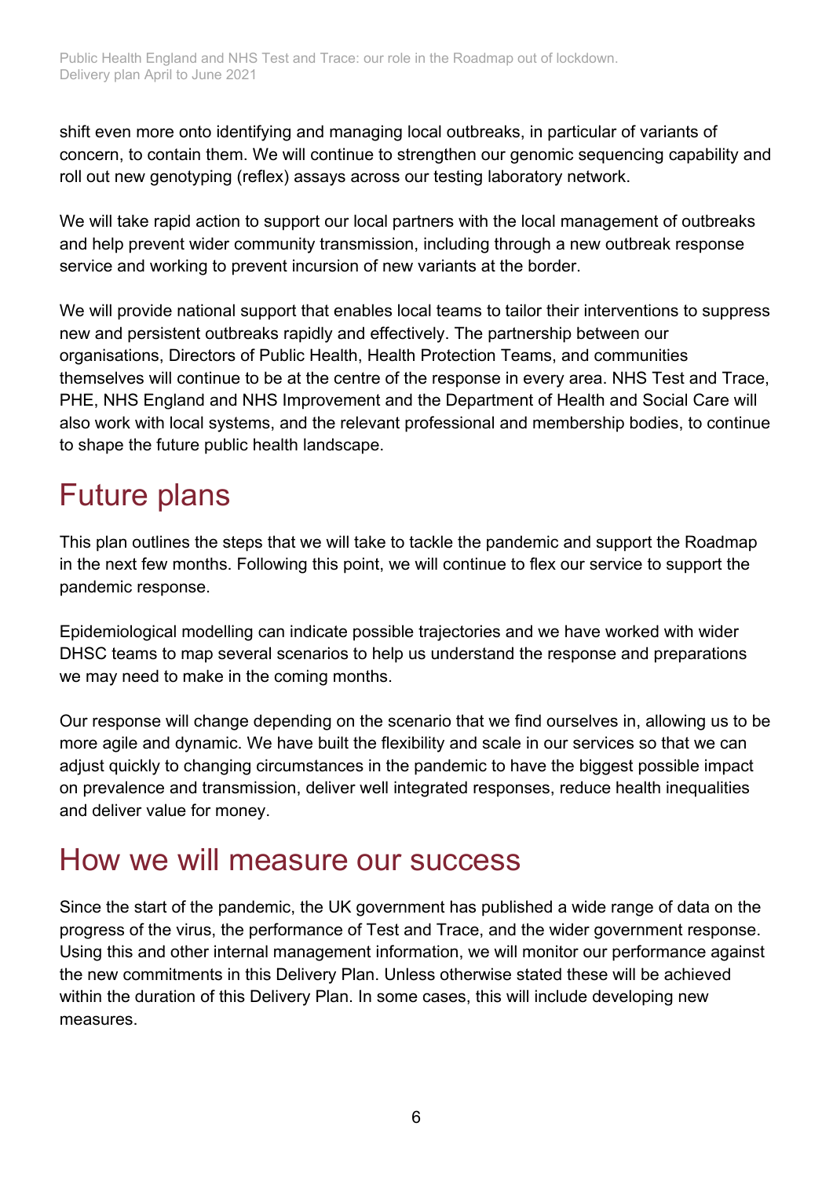shift even more onto identifying and managing local outbreaks, in particular of variants of concern, to contain them. We will continue to strengthen our genomic sequencing capability and roll out new genotyping (reflex) assays across our testing laboratory network.

We will take rapid action to support our local partners with the local management of outbreaks and help prevent wider community transmission, including through a new outbreak response service and working to prevent incursion of new variants at the border.

We will provide national support that enables local teams to tailor their interventions to suppress new and persistent outbreaks rapidly and effectively. The partnership between our organisations, Directors of Public Health, Health Protection Teams, and communities themselves will continue to be at the centre of the response in every area. NHS Test and Trace, PHE, NHS England and NHS Improvement and the Department of Health and Social Care will also work with local systems, and the relevant professional and membership bodies, to continue to shape the future public health landscape.

# Future plans

This plan outlines the steps that we will take to tackle the pandemic and support the Roadmap in the next few months. Following this point, we will continue to flex our service to support the pandemic response.

Epidemiological modelling can indicate possible trajectories and we have worked with wider DHSC teams to map several scenarios to help us understand the response and preparations we may need to make in the coming months.

Our response will change depending on the scenario that we find ourselves in, allowing us to be more agile and dynamic. We have built the flexibility and scale in our services so that we can adjust quickly to changing circumstances in the pandemic to have the biggest possible impact on prevalence and transmission, deliver well integrated responses, reduce health inequalities and deliver value for money.

# How we will measure our success

Since the start of the pandemic, the UK government has published a wide range of data on the progress of the virus, the performance of Test and Trace, and the wider government response. Using this and other internal management information, we will monitor our performance against the new commitments in this Delivery Plan. Unless otherwise stated these will be achieved within the duration of this Delivery Plan. In some cases, this will include developing new measures.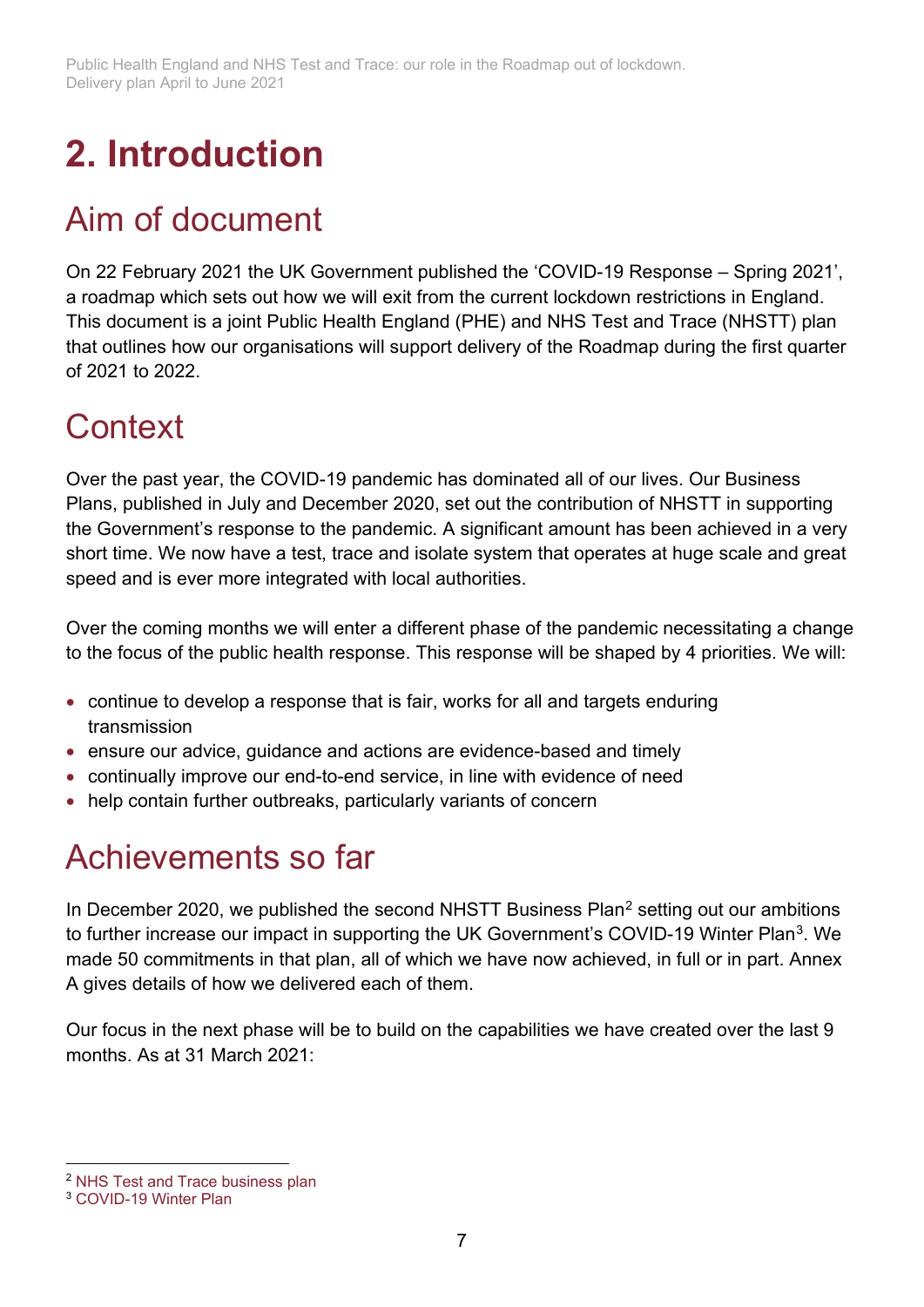# 2. Introduction

## Aim of document

On 22 February 2021 the UK Government published the 'COVID-19 Response – Spring 2021', a roadmap which sets out how we will exit from the current lockdown restrictions in England. This document is a joint Public Health England (PHE) and NHS Test and Trace (NHSTT) plan that outlines how our organisations will support delivery of the Roadmap during the first quarter of 2021 to 2022.

## Context

Over the past year, the COVID-19 pandemic has dominated all of our lives. Our Business Plans, published in July and December 2020, set out the contribution of NHSTT in supporting the Government's response to the pandemic. A significant amount has been achieved in a very short time. We now have a test, trace and isolate system that operates at huge scale and great speed and is ever more integrated with local authorities.

Over the coming months we will enter a different phase of the pandemic necessitating a change to the focus of the public health response. This response will be shaped by 4 priorities. We will:

- continue to develop a response that is fair, works for all and targets enduring transmission
- ensure our advice, guidance and actions are evidence-based and timely
- continually improve our end-to-end service, in line with evidence of need
- help contain further outbreaks, particularly variants of concern

## Achievements so far

In December 2020, we published the second NHSTT Business Plan[2] setting out our ambitions to further increase our impact in supporting the UK Government's COVID-19 Winter Plan[3]. We made 50 commitments in that plan, all of which we have now achieved, in full or in part. Annex A gives details of how we delivered each of them.

Our focus in the next phase will be to build on the capabilities we have created over the last 9 months. As at 31 March 2021:

[2] NHS Test and Trace business plan
[3] COVID-19 Winter Plan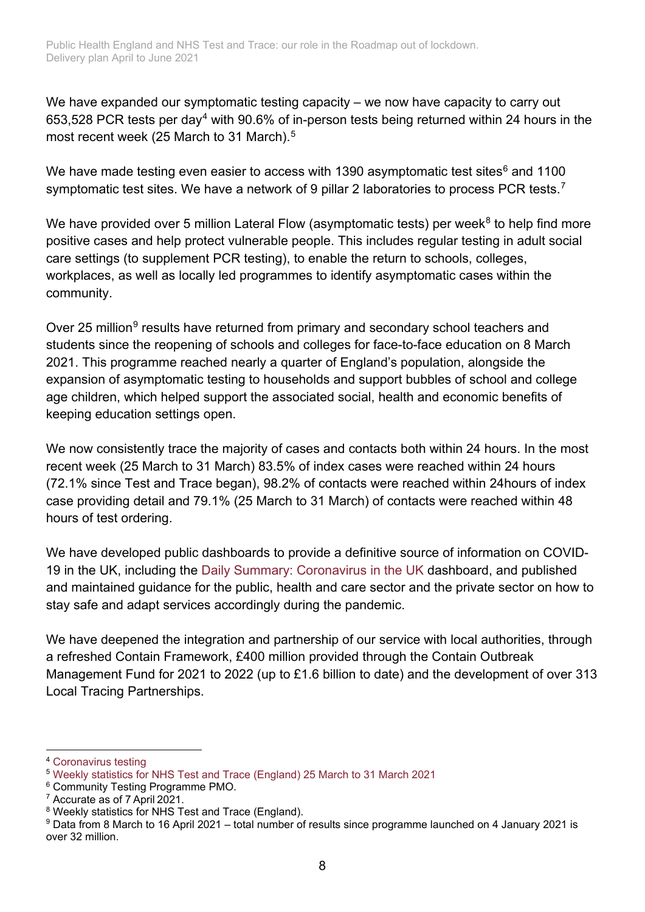We have expanded our symptomatic testing capacity – we now have capacity to carry out 653,528 PCR tests per day[4] with 90.6% of in-person tests being returned within 24 hours in the most recent week (25 March to 31 March).[5]

We have made testing even easier to access with 1390 asymptomatic test sites[6] and 1100 symptomatic test sites. We have a network of 9 pillar 2 laboratories to process PCR tests.[7]

We have provided over 5 million Lateral Flow (asymptomatic tests) per week[8] to help find more positive cases and help protect vulnerable people. This includes regular testing in adult social care settings (to supplement PCR testing), to enable the return to schools, colleges, workplaces, as well as locally led programmes to identify asymptomatic cases within the community.

Over 25 million[9] results have returned from primary and secondary school teachers and students since the reopening of schools and colleges for face-to-face education on 8 March 2021. This programme reached nearly a quarter of England's population, alongside the expansion of asymptomatic testing to households and support bubbles of school and college age children, which helped support the associated social, health and economic benefits of keeping education settings open.

We now consistently trace the majority of cases and contacts both within 24 hours. In the most recent week (25 March to 31 March) 83.5% of index cases were reached within 24 hours (72.1% since Test and Trace began), 98.2% of contacts were reached within 24hours of index case providing detail and 79.1% (25 March to 31 March) of contacts were reached within 48 hours of test ordering.

We have developed public dashboards to provide a definitive source of information on COVID-19 in the UK, including the Daily Summary: Coronavirus in the UK dashboard, and published and maintained guidance for the public, health and care sector and the private sector on how to stay safe and adapt services accordingly during the pandemic.

We have deepened the integration and partnership of our service with local authorities, through a refreshed Contain Framework, £400 million provided through the Contain Outbreak Management Fund for 2021 to 2022 (up to £1.6 billion to date) and the development of over 313 Local Tracing Partnerships.

---

[4] Coronavirus testing

[5] Weekly statistics for NHS Test and Trace (England) 25 March to 31 March 2021

[6] Community Testing Programme PMO.

[7] Accurate as of 7 April 2021.

[8] Weekly statistics for NHS Test and Trace (England).

[9] Data from 8 March to 16 April 2021 – total number of results since programme launched on 4 January 2021 is over 32 million.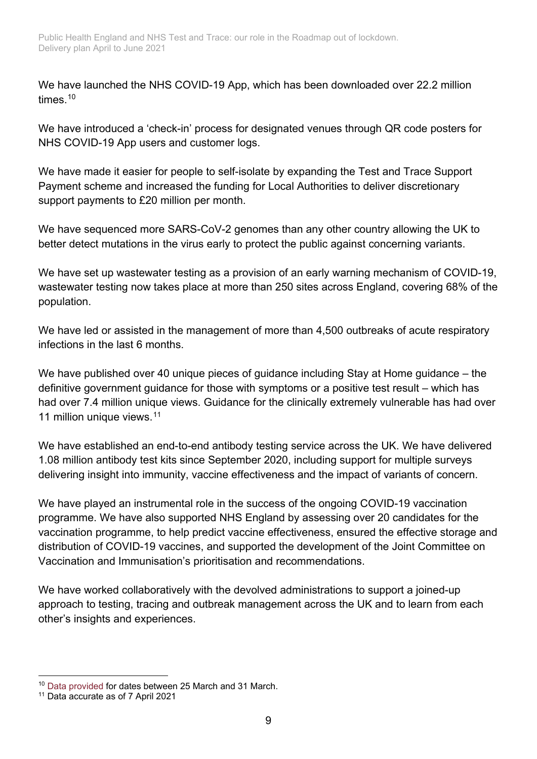We have launched the NHS COVID-19 App, which has been downloaded over 22.2 million times.[10]

We have introduced a 'check-in' process for designated venues through QR code posters for NHS COVID-19 App users and customer logs.

We have made it easier for people to self-isolate by expanding the Test and Trace Support Payment scheme and increased the funding for Local Authorities to deliver discretionary support payments to £20 million per month.

We have sequenced more SARS-CoV-2 genomes than any other country allowing the UK to better detect mutations in the virus early to protect the public against concerning variants.

We have set up wastewater testing as a provision of an early warning mechanism of COVID-19, wastewater testing now takes place at more than 250 sites across England, covering 68% of the population.

We have led or assisted in the management of more than 4,500 outbreaks of acute respiratory infections in the last 6 months.

We have published over 40 unique pieces of guidance including Stay at Home guidance – the definitive government guidance for those with symptoms or a positive test result – which has had over 7.4 million unique views. Guidance for the clinically extremely vulnerable has had over 11 million unique views.[11]

We have established an end-to-end antibody testing service across the UK. We have delivered 1.08 million antibody test kits since September 2020, including support for multiple surveys delivering insight into immunity, vaccine effectiveness and the impact of variants of concern.

We have played an instrumental role in the success of the ongoing COVID-19 vaccination programme. We have also supported NHS England by assessing over 20 candidates for the vaccination programme, to help predict vaccine effectiveness, ensured the effective storage and distribution of COVID-19 vaccines, and supported the development of the Joint Committee on Vaccination and Immunisation's prioritisation and recommendations.

We have worked collaboratively with the devolved administrations to support a joined-up approach to testing, tracing and outbreak management across the UK and to learn from each other's insights and experiences.

---

[10] Data provided for dates between 25 March and 31 March.

[11] Data accurate as of 7 April 2021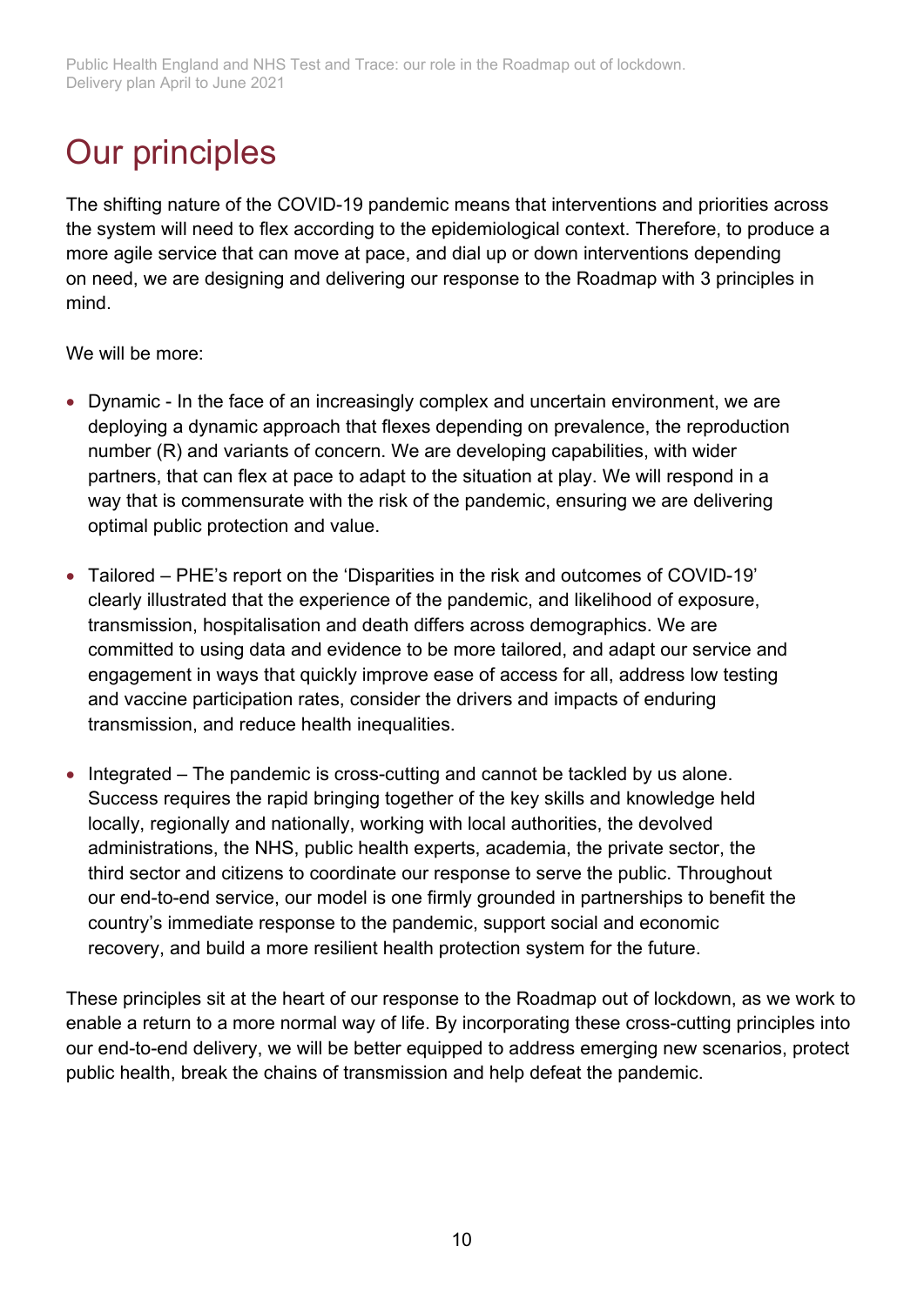# Our principles

The shifting nature of the COVID-19 pandemic means that interventions and priorities across the system will need to flex according to the epidemiological context. Therefore, to produce a more agile service that can move at pace, and dial up or down interventions depending on need, we are designing and delivering our response to the Roadmap with 3 principles in mind.

We will be more:

- Dynamic - In the face of an increasingly complex and uncertain environment, we are deploying a dynamic approach that flexes depending on prevalence, the reproduction number (R) and variants of concern. We are developing capabilities, with wider partners, that can flex at pace to adapt to the situation at play. We will respond in a way that is commensurate with the risk of the pandemic, ensuring we are delivering optimal public protection and value.
- Tailored – PHE's report on the 'Disparities in the risk and outcomes of COVID-19' clearly illustrated that the experience of the pandemic, and likelihood of exposure, transmission, hospitalisation and death differs across demographics. We are committed to using data and evidence to be more tailored, and adapt our service and engagement in ways that quickly improve ease of access for all, address low testing and vaccine participation rates, consider the drivers and impacts of enduring transmission, and reduce health inequalities.
- Integrated – The pandemic is cross-cutting and cannot be tackled by us alone. Success requires the rapid bringing together of the key skills and knowledge held locally, regionally and nationally, working with local authorities, the devolved administrations, the NHS, public health experts, academia, the private sector, the third sector and citizens to coordinate our response to serve the public. Throughout our end-to-end service, our model is one firmly grounded in partnerships to benefit the country's immediate response to the pandemic, support social and economic recovery, and build a more resilient health protection system for the future.

These principles sit at the heart of our response to the Roadmap out of lockdown, as we work to enable a return to a more normal way of life. By incorporating these cross-cutting principles into our end-to-end delivery, we will be better equipped to address emerging new scenarios, protect public health, break the chains of transmission and help defeat the pandemic.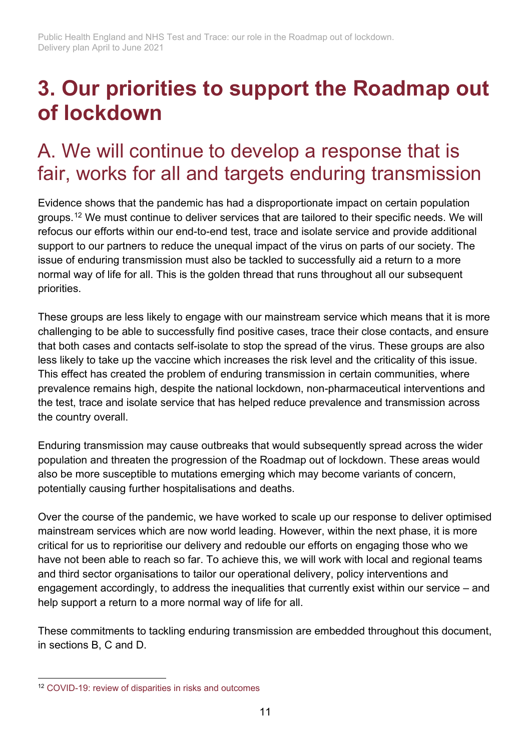# 3. Our priorities to support the Roadmap out of lockdown

## A. We will continue to develop a response that is fair, works for all and targets enduring transmission

Evidence shows that the pandemic has had a disproportionate impact on certain population groups.[12] We must continue to deliver services that are tailored to their specific needs. We will refocus our efforts within our end-to-end test, trace and isolate service and provide additional support to our partners to reduce the unequal impact of the virus on parts of our society. The issue of enduring transmission must also be tackled to successfully aid a return to a more normal way of life for all. This is the golden thread that runs throughout all our subsequent priorities.

These groups are less likely to engage with our mainstream service which means that it is more challenging to be able to successfully find positive cases, trace their close contacts, and ensure that both cases and contacts self-isolate to stop the spread of the virus. These groups are also less likely to take up the vaccine which increases the risk level and the criticality of this issue. This effect has created the problem of enduring transmission in certain communities, where prevalence remains high, despite the national lockdown, non-pharmaceutical interventions and the test, trace and isolate service that has helped reduce prevalence and transmission across the country overall.

Enduring transmission may cause outbreaks that would subsequently spread across the wider population and threaten the progression of the Roadmap out of lockdown. These areas would also be more susceptible to mutations emerging which may become variants of concern, potentially causing further hospitalisations and deaths.

Over the course of the pandemic, we have worked to scale up our response to deliver optimised mainstream services which are now world leading. However, within the next phase, it is more critical for us to reprioritise our delivery and redouble our efforts on engaging those who we have not been able to reach so far. To achieve this, we will work with local and regional teams and third sector organisations to tailor our operational delivery, policy interventions and engagement accordingly, to address the inequalities that currently exist within our service – and help support a return to a more normal way of life for all.

These commitments to tackling enduring transmission are embedded throughout this document, in sections B, C and D.

---

[12] COVID-19: review of disparities in risks and outcomes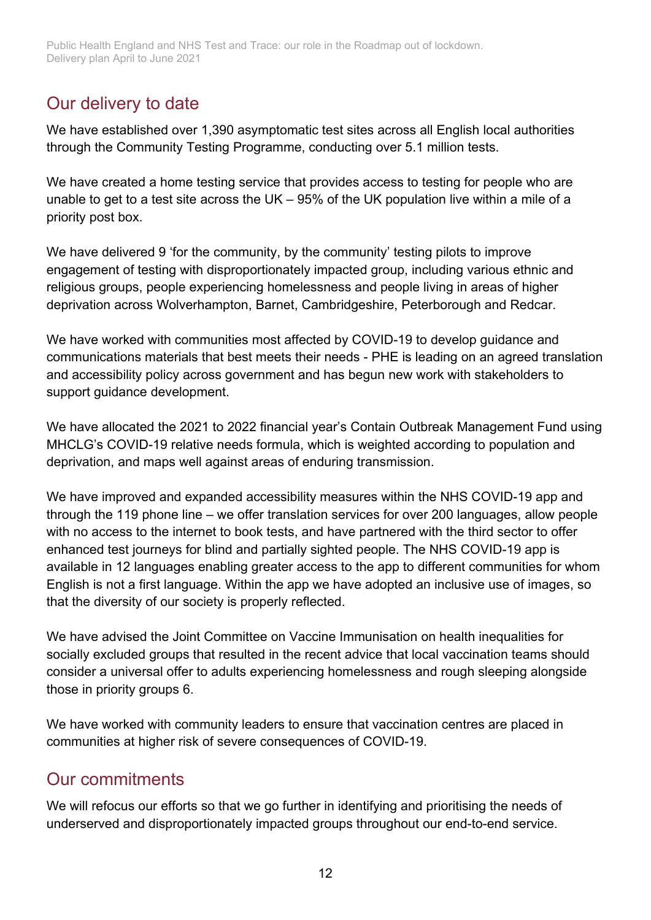## Our delivery to date

We have established over 1,390 asymptomatic test sites across all English local authorities through the Community Testing Programme, conducting over 5.1 million tests.

We have created a home testing service that provides access to testing for people who are unable to get to a test site across the UK – 95% of the UK population live within a mile of a priority post box.

We have delivered 9 'for the community, by the community' testing pilots to improve engagement of testing with disproportionately impacted group, including various ethnic and religious groups, people experiencing homelessness and people living in areas of higher deprivation across Wolverhampton, Barnet, Cambridgeshire, Peterborough and Redcar.

We have worked with communities most affected by COVID-19 to develop guidance and communications materials that best meets their needs - PHE is leading on an agreed translation and accessibility policy across government and has begun new work with stakeholders to support guidance development.

We have allocated the 2021 to 2022 financial year's Contain Outbreak Management Fund using MHCLG's COVID-19 relative needs formula, which is weighted according to population and deprivation, and maps well against areas of enduring transmission.

We have improved and expanded accessibility measures within the NHS COVID-19 app and through the 119 phone line – we offer translation services for over 200 languages, allow people with no access to the internet to book tests, and have partnered with the third sector to offer enhanced test journeys for blind and partially sighted people. The NHS COVID-19 app is available in 12 languages enabling greater access to the app to different communities for whom English is not a first language. Within the app we have adopted an inclusive use of images, so that the diversity of our society is properly reflected.

We have advised the Joint Committee on Vaccine Immunisation on health inequalities for socially excluded groups that resulted in the recent advice that local vaccination teams should consider a universal offer to adults experiencing homelessness and rough sleeping alongside those in priority groups 6.

We have worked with community leaders to ensure that vaccination centres are placed in communities at higher risk of severe consequences of COVID-19.

## Our commitments

We will refocus our efforts so that we go further in identifying and prioritising the needs of underserved and disproportionately impacted groups throughout our end-to-end service.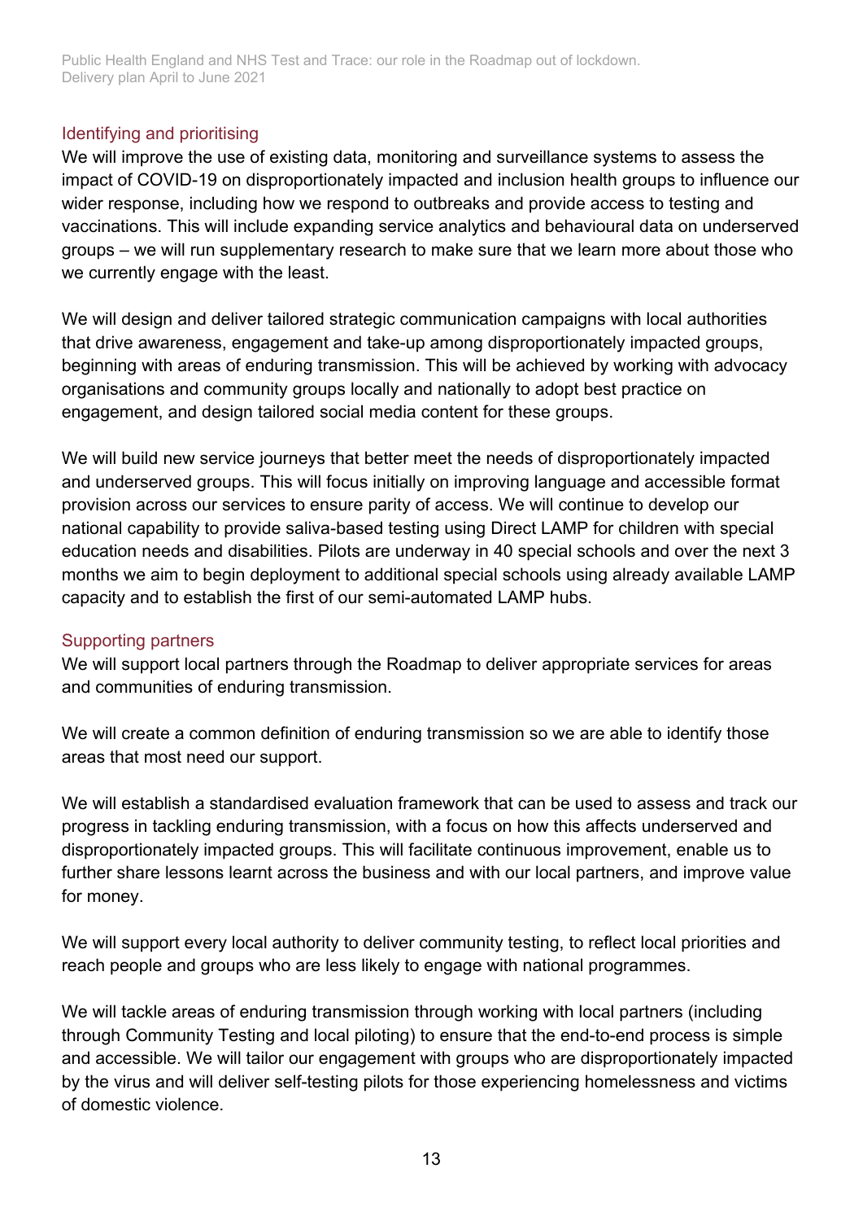### Identifying and prioritising

We will improve the use of existing data, monitoring and surveillance systems to assess the impact of COVID-19 on disproportionately impacted and inclusion health groups to influence our wider response, including how we respond to outbreaks and provide access to testing and vaccinations. This will include expanding service analytics and behavioural data on underserved groups – we will run supplementary research to make sure that we learn more about those who we currently engage with the least.

We will design and deliver tailored strategic communication campaigns with local authorities that drive awareness, engagement and take-up among disproportionately impacted groups, beginning with areas of enduring transmission. This will be achieved by working with advocacy organisations and community groups locally and nationally to adopt best practice on engagement, and design tailored social media content for these groups.

We will build new service journeys that better meet the needs of disproportionately impacted and underserved groups. This will focus initially on improving language and accessible format provision across our services to ensure parity of access. We will continue to develop our national capability to provide saliva-based testing using Direct LAMP for children with special education needs and disabilities. Pilots are underway in 40 special schools and over the next 3 months we aim to begin deployment to additional special schools using already available LAMP capacity and to establish the first of our semi-automated LAMP hubs.

### Supporting partners

We will support local partners through the Roadmap to deliver appropriate services for areas and communities of enduring transmission.

We will create a common definition of enduring transmission so we are able to identify those areas that most need our support.

We will establish a standardised evaluation framework that can be used to assess and track our progress in tackling enduring transmission, with a focus on how this affects underserved and disproportionately impacted groups. This will facilitate continuous improvement, enable us to further share lessons learnt across the business and with our local partners, and improve value for money.

We will support every local authority to deliver community testing, to reflect local priorities and reach people and groups who are less likely to engage with national programmes.

We will tackle areas of enduring transmission through working with local partners (including through Community Testing and local piloting) to ensure that the end-to-end process is simple and accessible. We will tailor our engagement with groups who are disproportionately impacted by the virus and will deliver self-testing pilots for those experiencing homelessness and victims of domestic violence.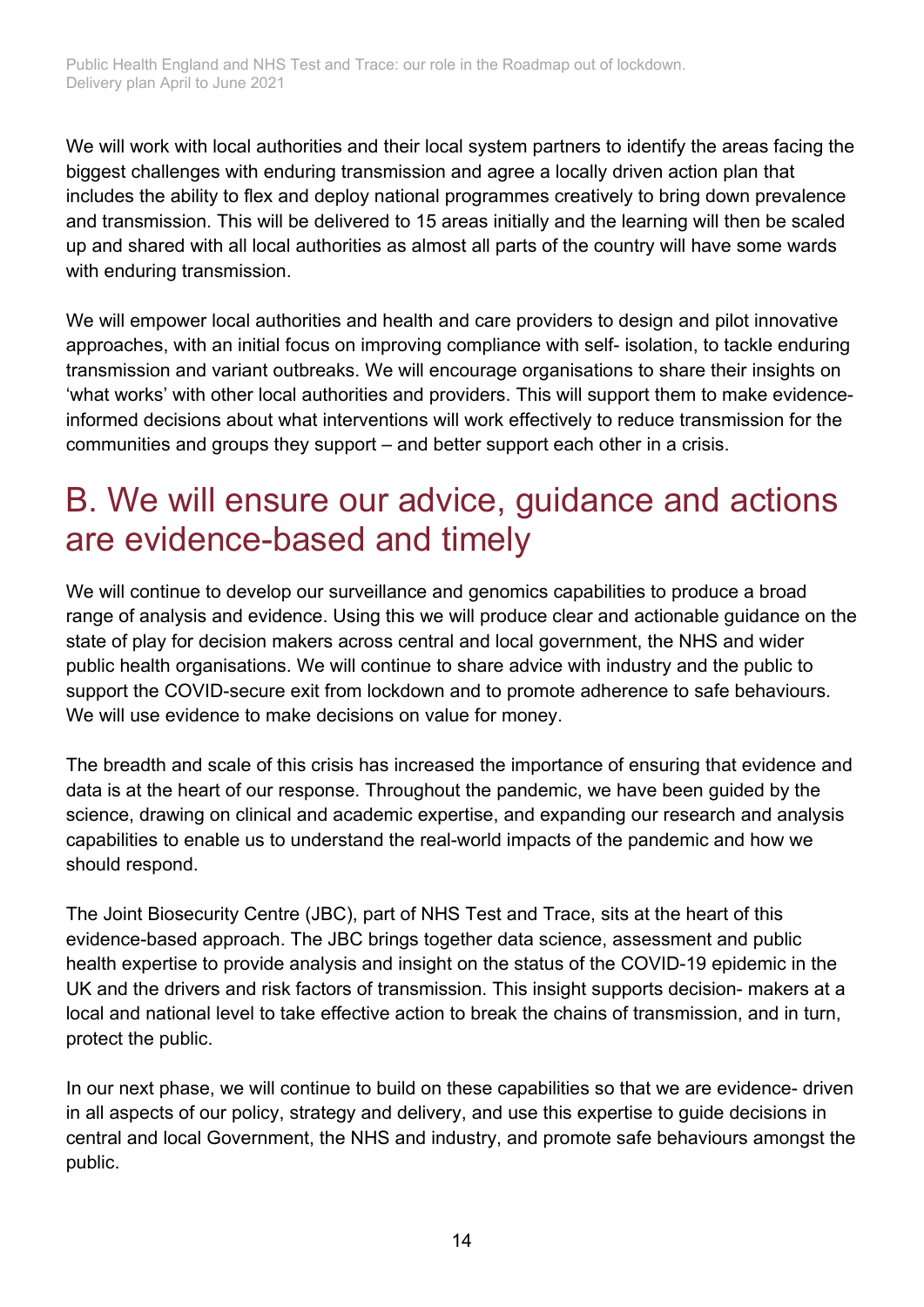We will work with local authorities and their local system partners to identify the areas facing the biggest challenges with enduring transmission and agree a locally driven action plan that includes the ability to flex and deploy national programmes creatively to bring down prevalence and transmission. This will be delivered to 15 areas initially and the learning will then be scaled up and shared with all local authorities as almost all parts of the country will have some wards with enduring transmission.

We will empower local authorities and health and care providers to design and pilot innovative approaches, with an initial focus on improving compliance with self- isolation, to tackle enduring transmission and variant outbreaks. We will encourage organisations to share their insights on 'what works' with other local authorities and providers. This will support them to make evidence-informed decisions about what interventions will work effectively to reduce transmission for the communities and groups they support – and better support each other in a crisis.

# B. We will ensure our advice, guidance and actions are evidence-based and timely

We will continue to develop our surveillance and genomics capabilities to produce a broad range of analysis and evidence. Using this we will produce clear and actionable guidance on the state of play for decision makers across central and local government, the NHS and wider public health organisations. We will continue to share advice with industry and the public to support the COVID-secure exit from lockdown and to promote adherence to safe behaviours. We will use evidence to make decisions on value for money.

The breadth and scale of this crisis has increased the importance of ensuring that evidence and data is at the heart of our response. Throughout the pandemic, we have been guided by the science, drawing on clinical and academic expertise, and expanding our research and analysis capabilities to enable us to understand the real-world impacts of the pandemic and how we should respond.

The Joint Biosecurity Centre (JBC), part of NHS Test and Trace, sits at the heart of this evidence-based approach. The JBC brings together data science, assessment and public health expertise to provide analysis and insight on the status of the COVID-19 epidemic in the UK and the drivers and risk factors of transmission. This insight supports decision- makers at a local and national level to take effective action to break the chains of transmission, and in turn, protect the public.

In our next phase, we will continue to build on these capabilities so that we are evidence- driven in all aspects of our policy, strategy and delivery, and use this expertise to guide decisions in central and local Government, the NHS and industry, and promote safe behaviours amongst the public.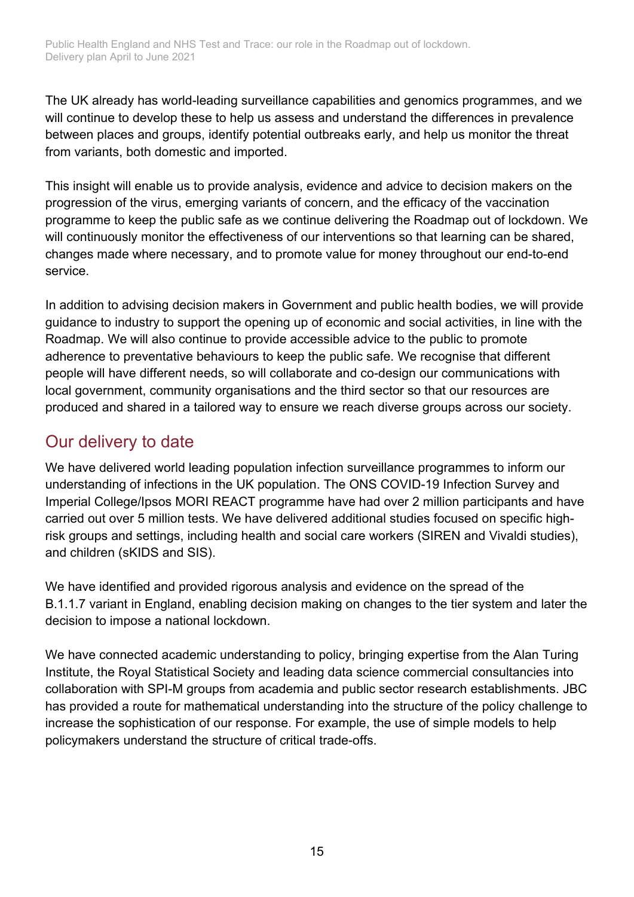The UK already has world-leading surveillance capabilities and genomics programmes, and we will continue to develop these to help us assess and understand the differences in prevalence between places and groups, identify potential outbreaks early, and help us monitor the threat from variants, both domestic and imported.

This insight will enable us to provide analysis, evidence and advice to decision makers on the progression of the virus, emerging variants of concern, and the efficacy of the vaccination programme to keep the public safe as we continue delivering the Roadmap out of lockdown. We will continuously monitor the effectiveness of our interventions so that learning can be shared, changes made where necessary, and to promote value for money throughout our end-to-end service.

In addition to advising decision makers in Government and public health bodies, we will provide guidance to industry to support the opening up of economic and social activities, in line with the Roadmap. We will also continue to provide accessible advice to the public to promote adherence to preventative behaviours to keep the public safe. We recognise that different people will have different needs, so will collaborate and co-design our communications with local government, community organisations and the third sector so that our resources are produced and shared in a tailored way to ensure we reach diverse groups across our society.

## Our delivery to date

We have delivered world leading population infection surveillance programmes to inform our understanding of infections in the UK population. The ONS COVID-19 Infection Survey and Imperial College/Ipsos MORI REACT programme have had over 2 million participants and have carried out over 5 million tests. We have delivered additional studies focused on specific high-risk groups and settings, including health and social care workers (SIREN and Vivaldi studies), and children (sKIDS and SIS).

We have identified and provided rigorous analysis and evidence on the spread of the B.1.1.7 variant in England, enabling decision making on changes to the tier system and later the decision to impose a national lockdown.

We have connected academic understanding to policy, bringing expertise from the Alan Turing Institute, the Royal Statistical Society and leading data science commercial consultancies into collaboration with SPI-M groups from academia and public sector research establishments. JBC has provided a route for mathematical understanding into the structure of the policy challenge to increase the sophistication of our response. For example, the use of simple models to help policymakers understand the structure of critical trade-offs.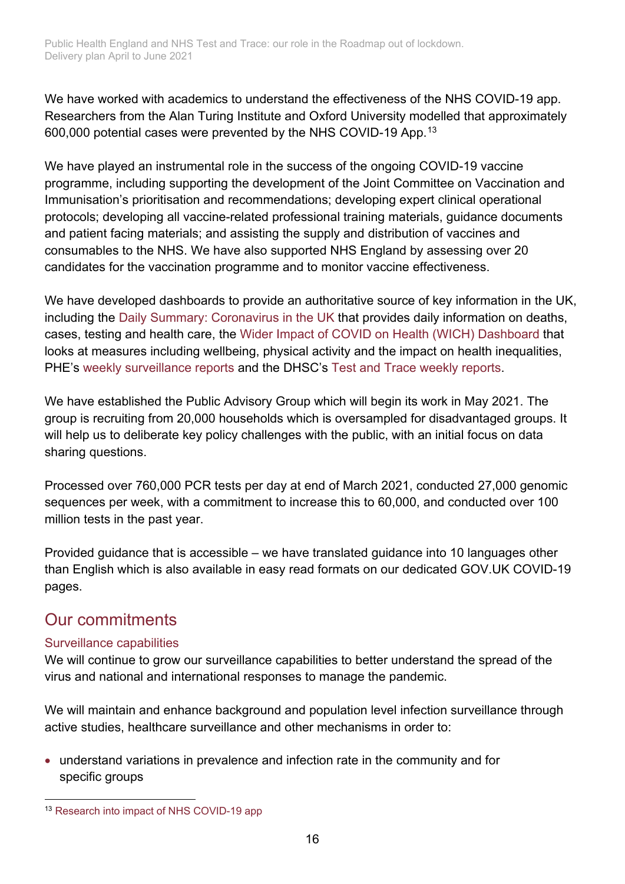We have worked with academics to understand the effectiveness of the NHS COVID-19 app. Researchers from the Alan Turing Institute and Oxford University modelled that approximately 600,000 potential cases were prevented by the NHS COVID-19 App.[13]

We have played an instrumental role in the success of the ongoing COVID-19 vaccine programme, including supporting the development of the Joint Committee on Vaccination and Immunisation's prioritisation and recommendations; developing expert clinical operational protocols; developing all vaccine-related professional training materials, guidance documents and patient facing materials; and assisting the supply and distribution of vaccines and consumables to the NHS. We have also supported NHS England by assessing over 20 candidates for the vaccination programme and to monitor vaccine effectiveness.

We have developed dashboards to provide an authoritative source of key information in the UK, including the Daily Summary: Coronavirus in the UK that provides daily information on deaths, cases, testing and health care, the Wider Impact of COVID on Health (WICH) Dashboard that looks at measures including wellbeing, physical activity and the impact on health inequalities, PHE's weekly surveillance reports and the DHSC's Test and Trace weekly reports.

We have established the Public Advisory Group which will begin its work in May 2021. The group is recruiting from 20,000 households which is oversampled for disadvantaged groups. It will help us to deliberate key policy challenges with the public, with an initial focus on data sharing questions.

Processed over 760,000 PCR tests per day at end of March 2021, conducted 27,000 genomic sequences per week, with a commitment to increase this to 60,000, and conducted over 100 million tests in the past year.

Provided guidance that is accessible – we have translated guidance into 10 languages other than English which is also available in easy read formats on our dedicated GOV.UK COVID-19 pages.

## Our commitments

### Surveillance capabilities

We will continue to grow our surveillance capabilities to better understand the spread of the virus and national and international responses to manage the pandemic.

We will maintain and enhance background and population level infection surveillance through active studies, healthcare surveillance and other mechanisms in order to:

- understand variations in prevalence and infection rate in the community and for specific groups

[13] Research into impact of NHS COVID-19 app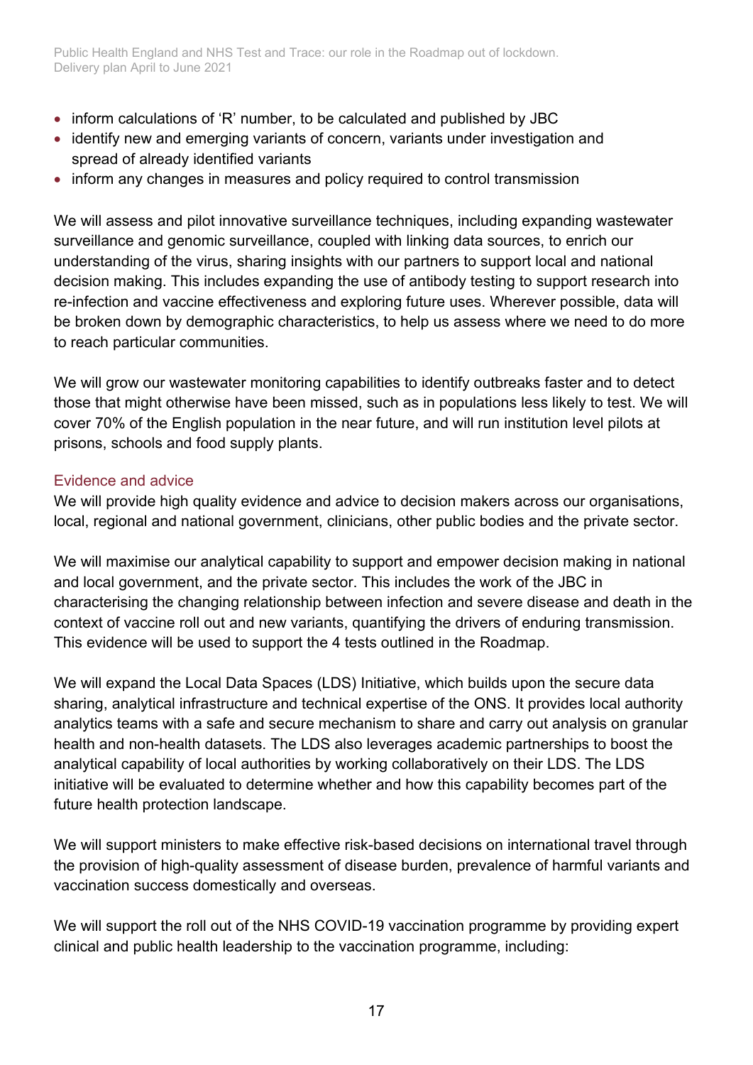- inform calculations of 'R' number, to be calculated and published by JBC
- identify new and emerging variants of concern, variants under investigation and spread of already identified variants
- inform any changes in measures and policy required to control transmission

We will assess and pilot innovative surveillance techniques, including expanding wastewater surveillance and genomic surveillance, coupled with linking data sources, to enrich our understanding of the virus, sharing insights with our partners to support local and national decision making. This includes expanding the use of antibody testing to support research into re-infection and vaccine effectiveness and exploring future uses. Wherever possible, data will be broken down by demographic characteristics, to help us assess where we need to do more to reach particular communities.

We will grow our wastewater monitoring capabilities to identify outbreaks faster and to detect those that might otherwise have been missed, such as in populations less likely to test. We will cover 70% of the English population in the near future, and will run institution level pilots at prisons, schools and food supply plants.

### Evidence and advice

We will provide high quality evidence and advice to decision makers across our organisations, local, regional and national government, clinicians, other public bodies and the private sector.

We will maximise our analytical capability to support and empower decision making in national and local government, and the private sector. This includes the work of the JBC in characterising the changing relationship between infection and severe disease and death in the context of vaccine roll out and new variants, quantifying the drivers of enduring transmission. This evidence will be used to support the 4 tests outlined in the Roadmap.

We will expand the Local Data Spaces (LDS) Initiative, which builds upon the secure data sharing, analytical infrastructure and technical expertise of the ONS. It provides local authority analytics teams with a safe and secure mechanism to share and carry out analysis on granular health and non-health datasets. The LDS also leverages academic partnerships to boost the analytical capability of local authorities by working collaboratively on their LDS. The LDS initiative will be evaluated to determine whether and how this capability becomes part of the future health protection landscape.

We will support ministers to make effective risk-based decisions on international travel through the provision of high-quality assessment of disease burden, prevalence of harmful variants and vaccination success domestically and overseas.

We will support the roll out of the NHS COVID-19 vaccination programme by providing expert clinical and public health leadership to the vaccination programme, including: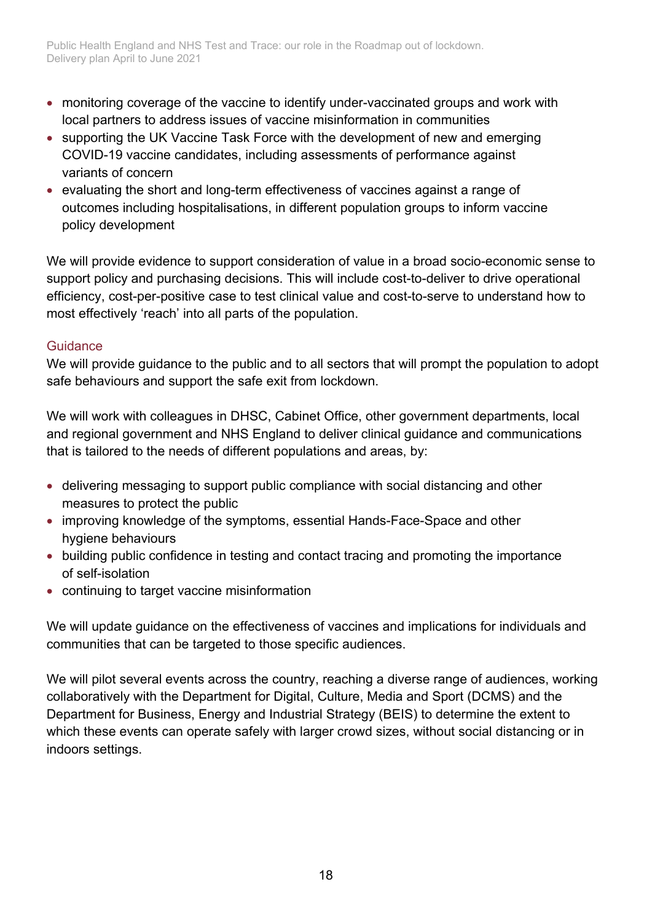- monitoring coverage of the vaccine to identify under-vaccinated groups and work with local partners to address issues of vaccine misinformation in communities
- supporting the UK Vaccine Task Force with the development of new and emerging COVID-19 vaccine candidates, including assessments of performance against variants of concern
- evaluating the short and long-term effectiveness of vaccines against a range of outcomes including hospitalisations, in different population groups to inform vaccine policy development

We will provide evidence to support consideration of value in a broad socio-economic sense to support policy and purchasing decisions. This will include cost-to-deliver to drive operational efficiency, cost-per-positive case to test clinical value and cost-to-serve to understand how to most effectively 'reach' into all parts of the population.

### Guidance

We will provide guidance to the public and to all sectors that will prompt the population to adopt safe behaviours and support the safe exit from lockdown.

We will work with colleagues in DHSC, Cabinet Office, other government departments, local and regional government and NHS England to deliver clinical guidance and communications that is tailored to the needs of different populations and areas, by:

- delivering messaging to support public compliance with social distancing and other measures to protect the public
- improving knowledge of the symptoms, essential Hands-Face-Space and other hygiene behaviours
- building public confidence in testing and contact tracing and promoting the importance of self-isolation
- continuing to target vaccine misinformation

We will update guidance on the effectiveness of vaccines and implications for individuals and communities that can be targeted to those specific audiences.

We will pilot several events across the country, reaching a diverse range of audiences, working collaboratively with the Department for Digital, Culture, Media and Sport (DCMS) and the Department for Business, Energy and Industrial Strategy (BEIS) to determine the extent to which these events can operate safely with larger crowd sizes, without social distancing or in indoors settings.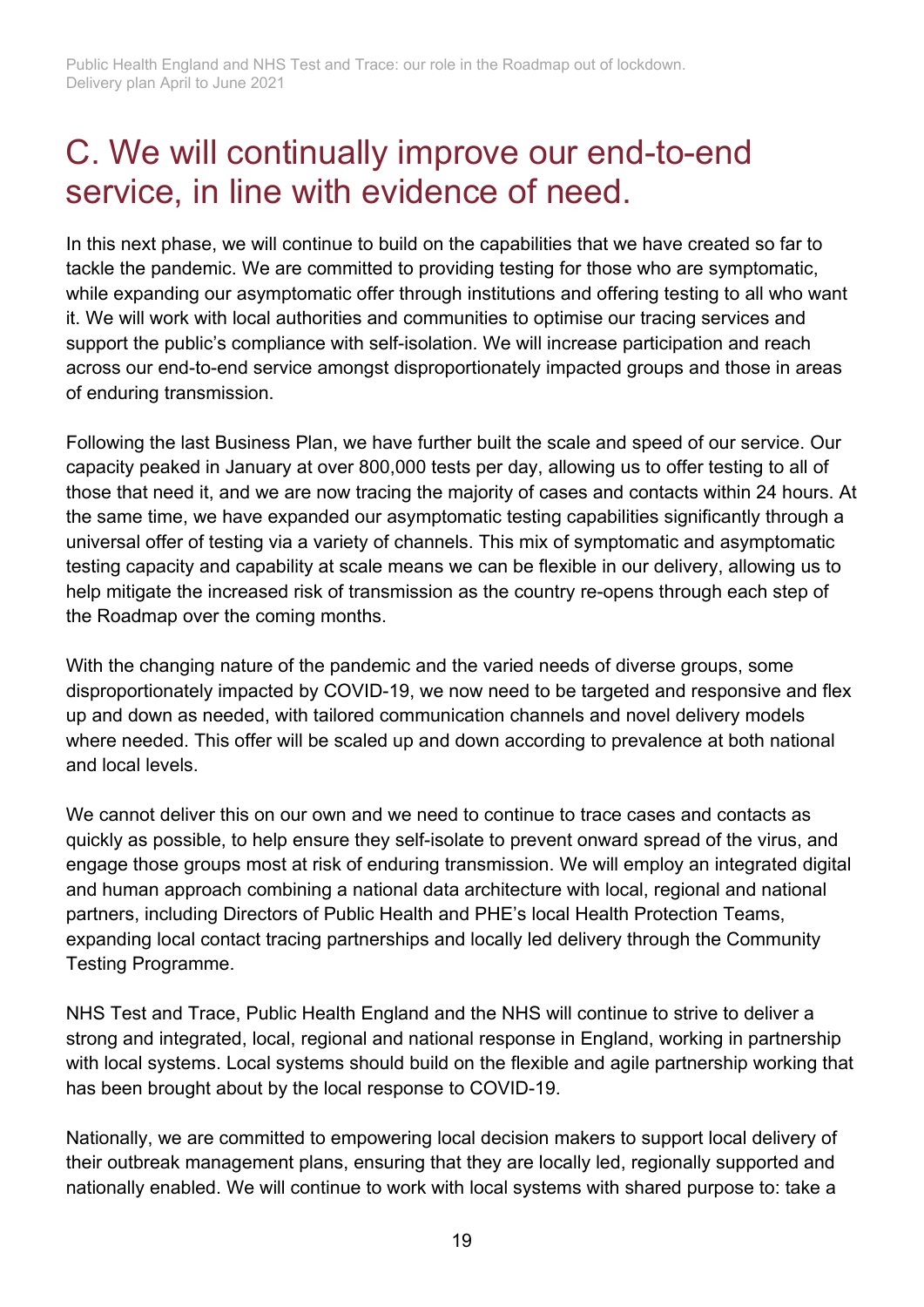# C. We will continually improve our end-to-end service, in line with evidence of need.

In this next phase, we will continue to build on the capabilities that we have created so far to tackle the pandemic. We are committed to providing testing for those who are symptomatic, while expanding our asymptomatic offer through institutions and offering testing to all who want it. We will work with local authorities and communities to optimise our tracing services and support the public's compliance with self-isolation. We will increase participation and reach across our end-to-end service amongst disproportionately impacted groups and those in areas of enduring transmission.

Following the last Business Plan, we have further built the scale and speed of our service. Our capacity peaked in January at over 800,000 tests per day, allowing us to offer testing to all of those that need it, and we are now tracing the majority of cases and contacts within 24 hours. At the same time, we have expanded our asymptomatic testing capabilities significantly through a universal offer of testing via a variety of channels. This mix of symptomatic and asymptomatic testing capacity and capability at scale means we can be flexible in our delivery, allowing us to help mitigate the increased risk of transmission as the country re-opens through each step of the Roadmap over the coming months.

With the changing nature of the pandemic and the varied needs of diverse groups, some disproportionately impacted by COVID-19, we now need to be targeted and responsive and flex up and down as needed, with tailored communication channels and novel delivery models where needed. This offer will be scaled up and down according to prevalence at both national and local levels.

We cannot deliver this on our own and we need to continue to trace cases and contacts as quickly as possible, to help ensure they self-isolate to prevent onward spread of the virus, and engage those groups most at risk of enduring transmission. We will employ an integrated digital and human approach combining a national data architecture with local, regional and national partners, including Directors of Public Health and PHE's local Health Protection Teams, expanding local contact tracing partnerships and locally led delivery through the Community Testing Programme.

NHS Test and Trace, Public Health England and the NHS will continue to strive to deliver a strong and integrated, local, regional and national response in England, working in partnership with local systems. Local systems should build on the flexible and agile partnership working that has been brought about by the local response to COVID-19.

Nationally, we are committed to empowering local decision makers to support local delivery of their outbreak management plans, ensuring that they are locally led, regionally supported and nationally enabled. We will continue to work with local systems with shared purpose to: take a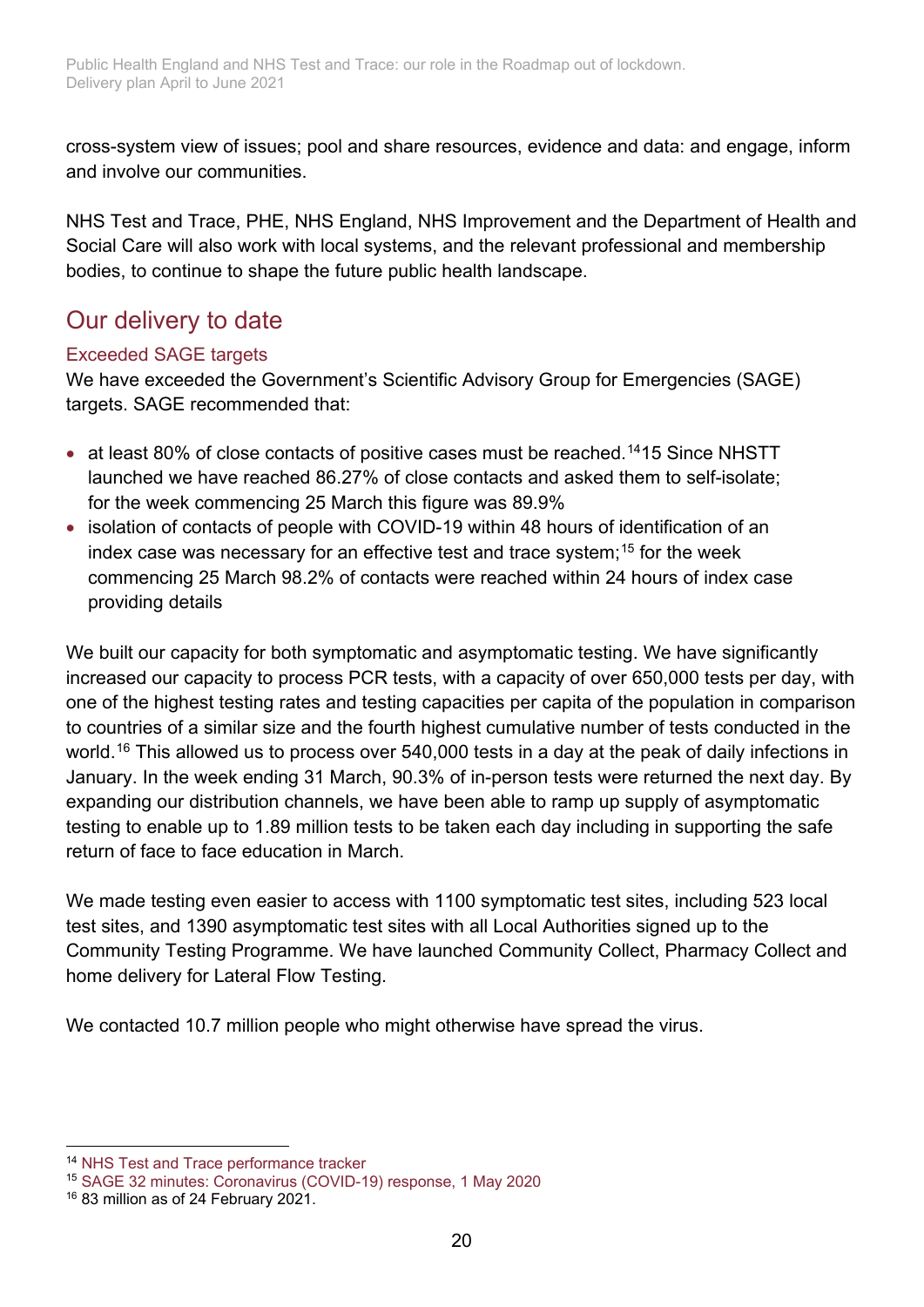cross-system view of issues; pool and share resources, evidence and data: and engage, inform and involve our communities.

NHS Test and Trace, PHE, NHS England, NHS Improvement and the Department of Health and Social Care will also work with local systems, and the relevant professional and membership bodies, to continue to shape the future public health landscape.

## Our delivery to date

### Exceeded SAGE targets

We have exceeded the Government's Scientific Advisory Group for Emergencies (SAGE) targets. SAGE recommended that:

- at least 80% of close contacts of positive cases must be reached.[14]15 Since NHSTT launched we have reached 86.27% of close contacts and asked them to self-isolate; for the week commencing 25 March this figure was 89.9%
- isolation of contacts of people with COVID-19 within 48 hours of identification of an index case was necessary for an effective test and trace system;[15] for the week commencing 25 March 98.2% of contacts were reached within 24 hours of index case providing details

We built our capacity for both symptomatic and asymptomatic testing. We have significantly increased our capacity to process PCR tests, with a capacity of over 650,000 tests per day, with one of the highest testing rates and testing capacities per capita of the population in comparison to countries of a similar size and the fourth highest cumulative number of tests conducted in the world.[16] This allowed us to process over 540,000 tests in a day at the peak of daily infections in January. In the week ending 31 March, 90.3% of in-person tests were returned the next day. By expanding our distribution channels, we have been able to ramp up supply of asymptomatic testing to enable up to 1.89 million tests to be taken each day including in supporting the safe return of face to face education in March.

We made testing even easier to access with 1100 symptomatic test sites, including 523 local test sites, and 1390 asymptomatic test sites with all Local Authorities signed up to the Community Testing Programme. We have launched Community Collect, Pharmacy Collect and home delivery for Lateral Flow Testing.

We contacted 10.7 million people who might otherwise have spread the virus.

---

[14] NHS Test and Trace performance tracker

[15] SAGE 32 minutes: Coronavirus (COVID-19) response, 1 May 2020

[16] 83 million as of 24 February 2021.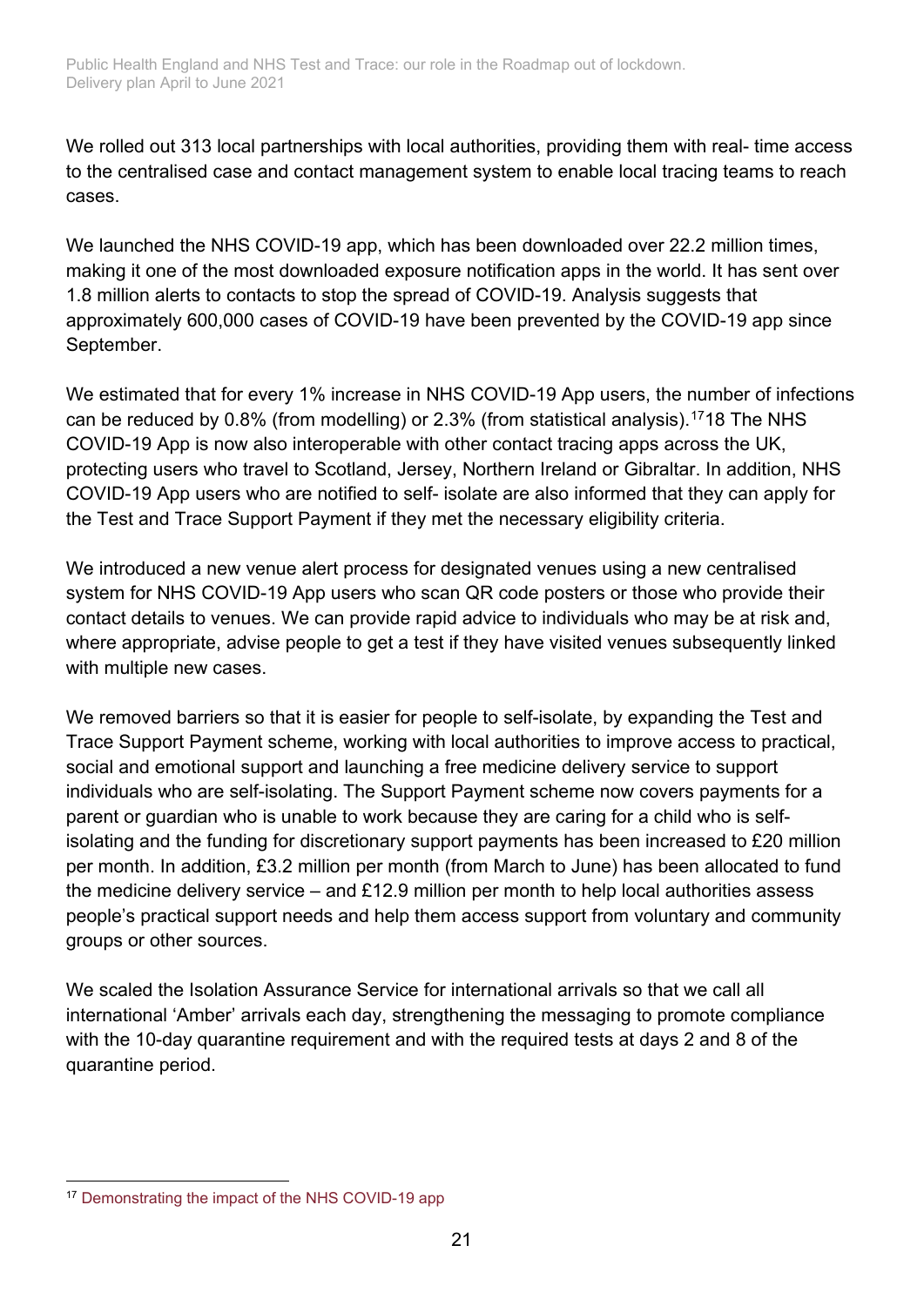We rolled out 313 local partnerships with local authorities, providing them with real- time access to the centralised case and contact management system to enable local tracing teams to reach cases.

We launched the NHS COVID-19 app, which has been downloaded over 22.2 million times, making it one of the most downloaded exposure notification apps in the world. It has sent over 1.8 million alerts to contacts to stop the spread of COVID-19. Analysis suggests that approximately 600,000 cases of COVID-19 have been prevented by the COVID-19 app since September.

We estimated that for every 1% increase in NHS COVID-19 App users, the number of infections can be reduced by 0.8% (from modelling) or 2.3% (from statistical analysis).[17]18 The NHS COVID-19 App is now also interoperable with other contact tracing apps across the UK, protecting users who travel to Scotland, Jersey, Northern Ireland or Gibraltar. In addition, NHS COVID-19 App users who are notified to self- isolate are also informed that they can apply for the Test and Trace Support Payment if they met the necessary eligibility criteria.

We introduced a new venue alert process for designated venues using a new centralised system for NHS COVID-19 App users who scan QR code posters or those who provide their contact details to venues. We can provide rapid advice to individuals who may be at risk and, where appropriate, advise people to get a test if they have visited venues subsequently linked with multiple new cases.

We removed barriers so that it is easier for people to self-isolate, by expanding the Test and Trace Support Payment scheme, working with local authorities to improve access to practical, social and emotional support and launching a free medicine delivery service to support individuals who are self-isolating. The Support Payment scheme now covers payments for a parent or guardian who is unable to work because they are caring for a child who is self-isolating and the funding for discretionary support payments has been increased to £20 million per month. In addition, £3.2 million per month (from March to June) has been allocated to fund the medicine delivery service – and £12.9 million per month to help local authorities assess people's practical support needs and help them access support from voluntary and community groups or other sources.

We scaled the Isolation Assurance Service for international arrivals so that we call all international 'Amber' arrivals each day, strengthening the messaging to promote compliance with the 10-day quarantine requirement and with the required tests at days 2 and 8 of the quarantine period.

---

[17] Demonstrating the impact of the NHS COVID-19 app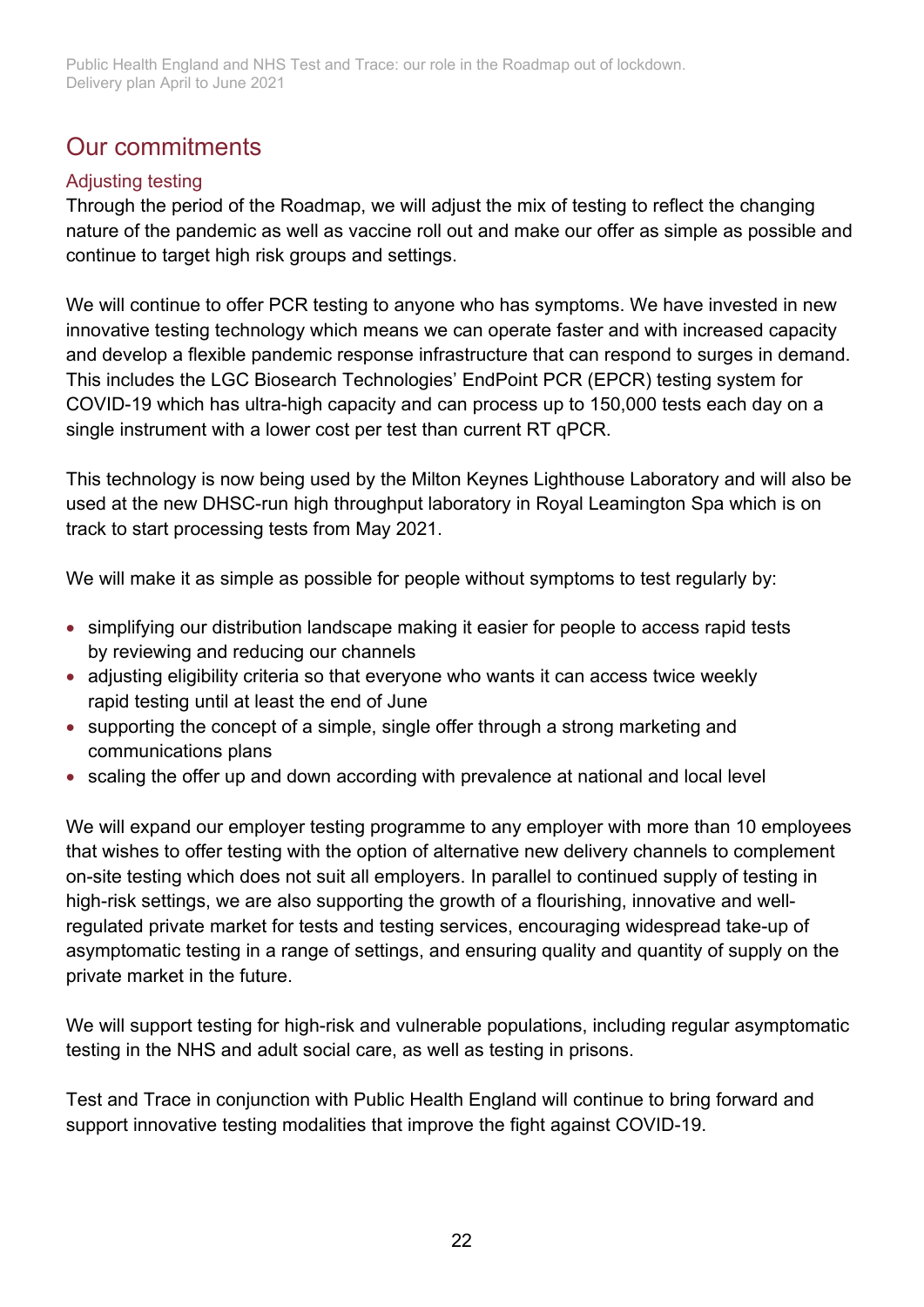## Our commitments

### Adjusting testing

Through the period of the Roadmap, we will adjust the mix of testing to reflect the changing nature of the pandemic as well as vaccine roll out and make our offer as simple as possible and continue to target high risk groups and settings.

We will continue to offer PCR testing to anyone who has symptoms. We have invested in new innovative testing technology which means we can operate faster and with increased capacity and develop a flexible pandemic response infrastructure that can respond to surges in demand. This includes the LGC Biosearch Technologies' EndPoint PCR (EPCR) testing system for COVID-19 which has ultra-high capacity and can process up to 150,000 tests each day on a single instrument with a lower cost per test than current RT qPCR.

This technology is now being used by the Milton Keynes Lighthouse Laboratory and will also be used at the new DHSC-run high throughput laboratory in Royal Leamington Spa which is on track to start processing tests from May 2021.

We will make it as simple as possible for people without symptoms to test regularly by:

- simplifying our distribution landscape making it easier for people to access rapid tests by reviewing and reducing our channels
- adjusting eligibility criteria so that everyone who wants it can access twice weekly rapid testing until at least the end of June
- supporting the concept of a simple, single offer through a strong marketing and communications plans
- scaling the offer up and down according with prevalence at national and local level

We will expand our employer testing programme to any employer with more than 10 employees that wishes to offer testing with the option of alternative new delivery channels to complement on-site testing which does not suit all employers. In parallel to continued supply of testing in high-risk settings, we are also supporting the growth of a flourishing, innovative and well-regulated private market for tests and testing services, encouraging widespread take-up of asymptomatic testing in a range of settings, and ensuring quality and quantity of supply on the private market in the future.

We will support testing for high-risk and vulnerable populations, including regular asymptomatic testing in the NHS and adult social care, as well as testing in prisons.

Test and Trace in conjunction with Public Health England will continue to bring forward and support innovative testing modalities that improve the fight against COVID-19.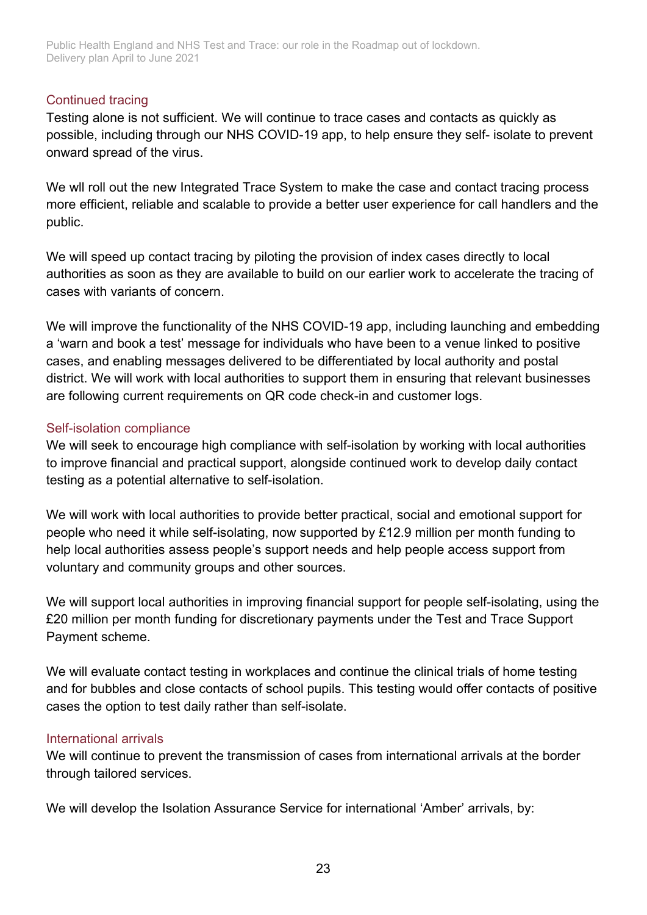### Continued tracing

Testing alone is not sufficient. We will continue to trace cases and contacts as quickly as possible, including through our NHS COVID-19 app, to help ensure they self- isolate to prevent onward spread of the virus.

We wll roll out the new Integrated Trace System to make the case and contact tracing process more efficient, reliable and scalable to provide a better user experience for call handlers and the public.

We will speed up contact tracing by piloting the provision of index cases directly to local authorities as soon as they are available to build on our earlier work to accelerate the tracing of cases with variants of concern.

We will improve the functionality of the NHS COVID-19 app, including launching and embedding a 'warn and book a test' message for individuals who have been to a venue linked to positive cases, and enabling messages delivered to be differentiated by local authority and postal district. We will work with local authorities to support them in ensuring that relevant businesses are following current requirements on QR code check-in and customer logs.

### Self-isolation compliance

We will seek to encourage high compliance with self-isolation by working with local authorities to improve financial and practical support, alongside continued work to develop daily contact testing as a potential alternative to self-isolation.

We will work with local authorities to provide better practical, social and emotional support for people who need it while self-isolating, now supported by £12.9 million per month funding to help local authorities assess people's support needs and help people access support from voluntary and community groups and other sources.

We will support local authorities in improving financial support for people self-isolating, using the £20 million per month funding for discretionary payments under the Test and Trace Support Payment scheme.

We will evaluate contact testing in workplaces and continue the clinical trials of home testing and for bubbles and close contacts of school pupils. This testing would offer contacts of positive cases the option to test daily rather than self-isolate.

### International arrivals

We will continue to prevent the transmission of cases from international arrivals at the border through tailored services.

We will develop the Isolation Assurance Service for international 'Amber' arrivals, by: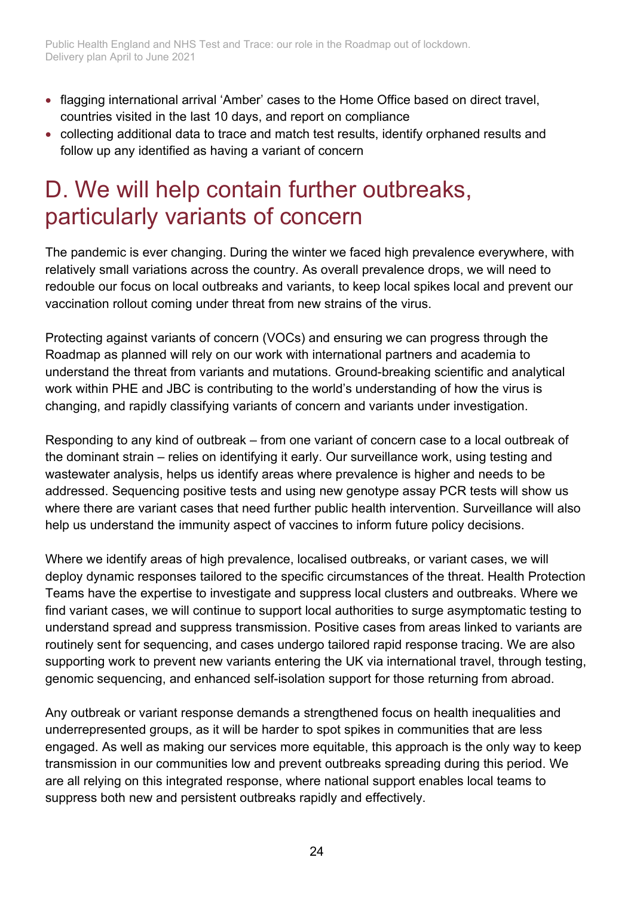- flagging international arrival 'Amber' cases to the Home Office based on direct travel, countries visited in the last 10 days, and report on compliance
- collecting additional data to trace and match test results, identify orphaned results and follow up any identified as having a variant of concern

# D. We will help contain further outbreaks, particularly variants of concern

The pandemic is ever changing. During the winter we faced high prevalence everywhere, with relatively small variations across the country. As overall prevalence drops, we will need to redouble our focus on local outbreaks and variants, to keep local spikes local and prevent our vaccination rollout coming under threat from new strains of the virus.

Protecting against variants of concern (VOCs) and ensuring we can progress through the Roadmap as planned will rely on our work with international partners and academia to understand the threat from variants and mutations. Ground-breaking scientific and analytical work within PHE and JBC is contributing to the world's understanding of how the virus is changing, and rapidly classifying variants of concern and variants under investigation.

Responding to any kind of outbreak – from one variant of concern case to a local outbreak of the dominant strain – relies on identifying it early. Our surveillance work, using testing and wastewater analysis, helps us identify areas where prevalence is higher and needs to be addressed. Sequencing positive tests and using new genotype assay PCR tests will show us where there are variant cases that need further public health intervention. Surveillance will also help us understand the immunity aspect of vaccines to inform future policy decisions.

Where we identify areas of high prevalence, localised outbreaks, or variant cases, we will deploy dynamic responses tailored to the specific circumstances of the threat. Health Protection Teams have the expertise to investigate and suppress local clusters and outbreaks. Where we find variant cases, we will continue to support local authorities to surge asymptomatic testing to understand spread and suppress transmission. Positive cases from areas linked to variants are routinely sent for sequencing, and cases undergo tailored rapid response tracing. We are also supporting work to prevent new variants entering the UK via international travel, through testing, genomic sequencing, and enhanced self-isolation support for those returning from abroad.

Any outbreak or variant response demands a strengthened focus on health inequalities and underrepresented groups, as it will be harder to spot spikes in communities that are less engaged. As well as making our services more equitable, this approach is the only way to keep transmission in our communities low and prevent outbreaks spreading during this period. We are all relying on this integrated response, where national support enables local teams to suppress both new and persistent outbreaks rapidly and effectively.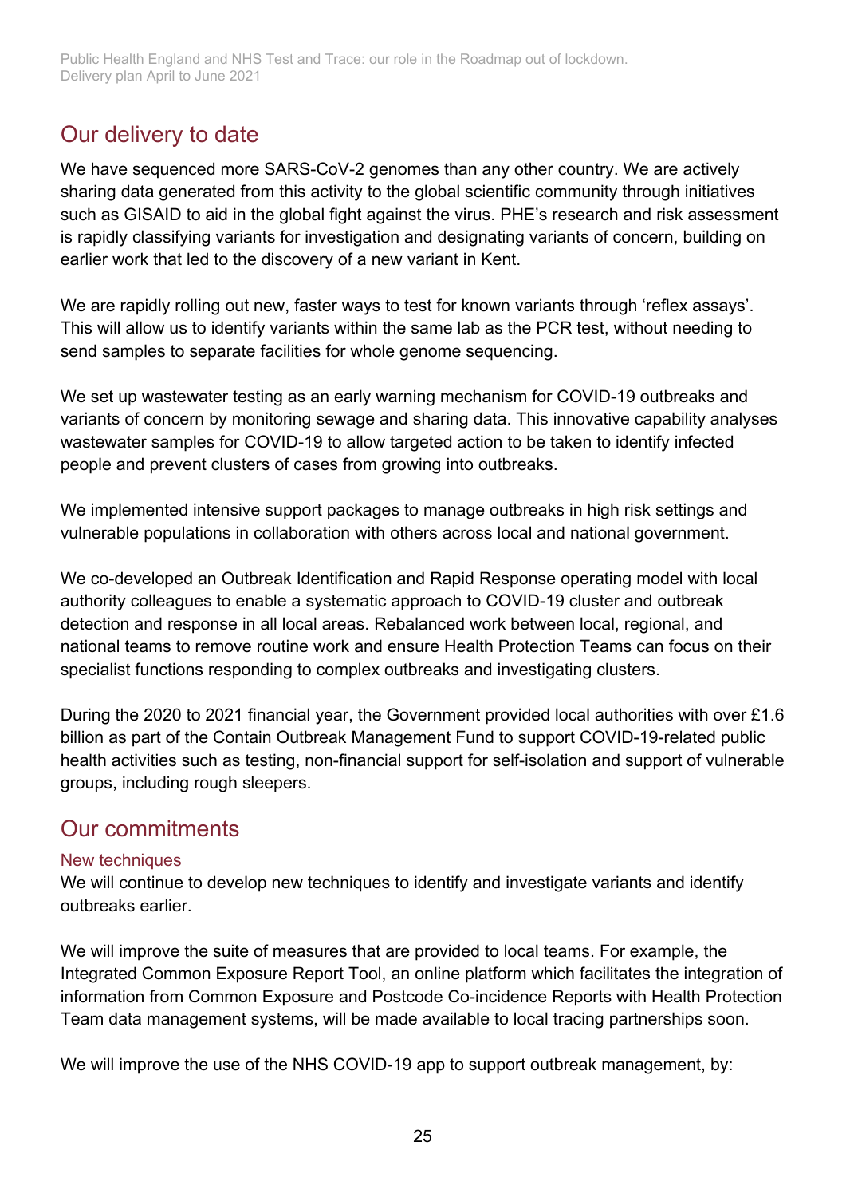## Our delivery to date

We have sequenced more SARS-CoV-2 genomes than any other country. We are actively sharing data generated from this activity to the global scientific community through initiatives such as GISAID to aid in the global fight against the virus. PHE's research and risk assessment is rapidly classifying variants for investigation and designating variants of concern, building on earlier work that led to the discovery of a new variant in Kent.

We are rapidly rolling out new, faster ways to test for known variants through 'reflex assays'. This will allow us to identify variants within the same lab as the PCR test, without needing to send samples to separate facilities for whole genome sequencing.

We set up wastewater testing as an early warning mechanism for COVID-19 outbreaks and variants of concern by monitoring sewage and sharing data. This innovative capability analyses wastewater samples for COVID-19 to allow targeted action to be taken to identify infected people and prevent clusters of cases from growing into outbreaks.

We implemented intensive support packages to manage outbreaks in high risk settings and vulnerable populations in collaboration with others across local and national government.

We co-developed an Outbreak Identification and Rapid Response operating model with local authority colleagues to enable a systematic approach to COVID-19 cluster and outbreak detection and response in all local areas. Rebalanced work between local, regional, and national teams to remove routine work and ensure Health Protection Teams can focus on their specialist functions responding to complex outbreaks and investigating clusters.

During the 2020 to 2021 financial year, the Government provided local authorities with over £1.6 billion as part of the Contain Outbreak Management Fund to support COVID-19-related public health activities such as testing, non-financial support for self-isolation and support of vulnerable groups, including rough sleepers.

## Our commitments

### New techniques

We will continue to develop new techniques to identify and investigate variants and identify outbreaks earlier.

We will improve the suite of measures that are provided to local teams. For example, the Integrated Common Exposure Report Tool, an online platform which facilitates the integration of information from Common Exposure and Postcode Co-incidence Reports with Health Protection Team data management systems, will be made available to local tracing partnerships soon.

We will improve the use of the NHS COVID-19 app to support outbreak management, by: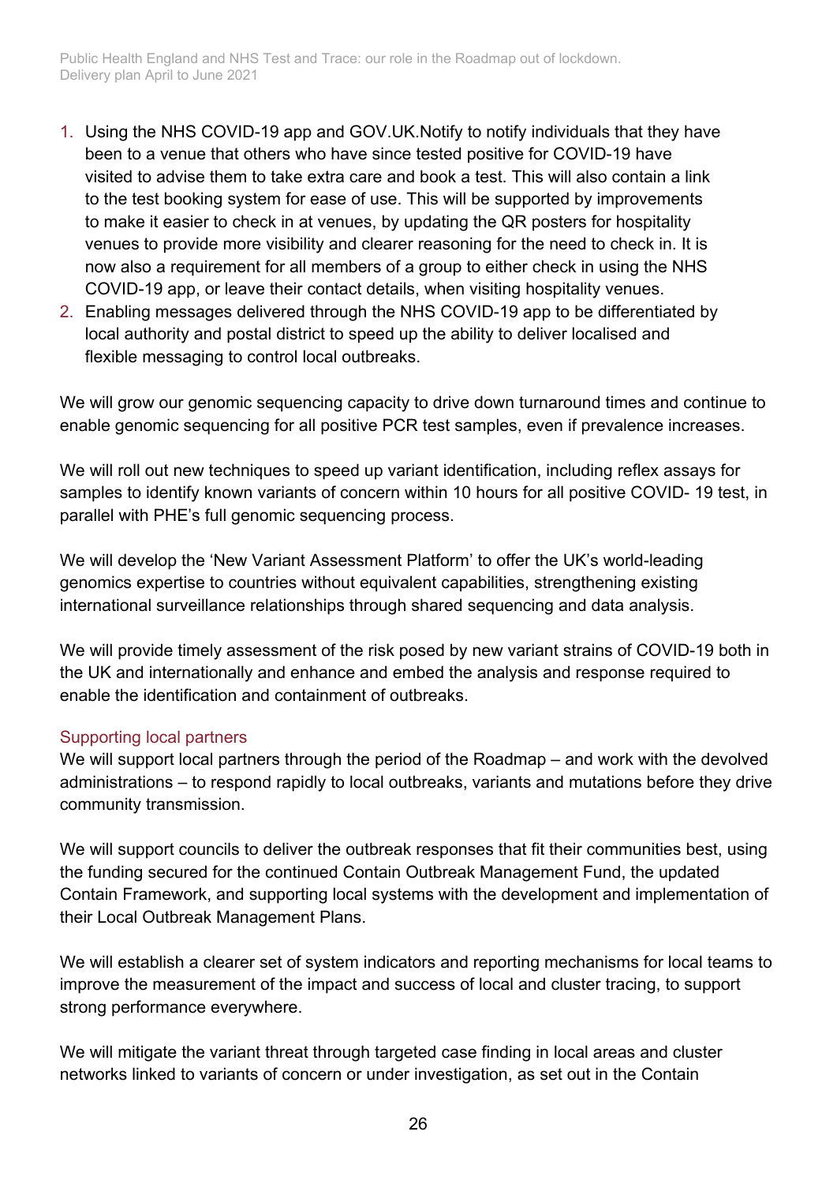1. Using the NHS COVID-19 app and GOV.UK.Notify to notify individuals that they have been to a venue that others who have since tested positive for COVID-19 have visited to advise them to take extra care and book a test. This will also contain a link to the test booking system for ease of use. This will be supported by improvements to make it easier to check in at venues, by updating the QR posters for hospitality venues to provide more visibility and clearer reasoning for the need to check in. It is now also a requirement for all members of a group to either check in using the NHS COVID-19 app, or leave their contact details, when visiting hospitality venues.
2. Enabling messages delivered through the NHS COVID-19 app to be differentiated by local authority and postal district to speed up the ability to deliver localised and flexible messaging to control local outbreaks.

We will grow our genomic sequencing capacity to drive down turnaround times and continue to enable genomic sequencing for all positive PCR test samples, even if prevalence increases.

We will roll out new techniques to speed up variant identification, including reflex assays for samples to identify known variants of concern within 10 hours for all positive COVID- 19 test, in parallel with PHE's full genomic sequencing process.

We will develop the 'New Variant Assessment Platform' to offer the UK's world-leading genomics expertise to countries without equivalent capabilities, strengthening existing international surveillance relationships through shared sequencing and data analysis.

We will provide timely assessment of the risk posed by new variant strains of COVID-19 both in the UK and internationally and enhance and embed the analysis and response required to enable the identification and containment of outbreaks.

### Supporting local partners

We will support local partners through the period of the Roadmap – and work with the devolved administrations – to respond rapidly to local outbreaks, variants and mutations before they drive community transmission.

We will support councils to deliver the outbreak responses that fit their communities best, using the funding secured for the continued Contain Outbreak Management Fund, the updated Contain Framework, and supporting local systems with the development and implementation of their Local Outbreak Management Plans.

We will establish a clearer set of system indicators and reporting mechanisms for local teams to improve the measurement of the impact and success of local and cluster tracing, to support strong performance everywhere.

We will mitigate the variant threat through targeted case finding in local areas and cluster networks linked to variants of concern or under investigation, as set out in the Contain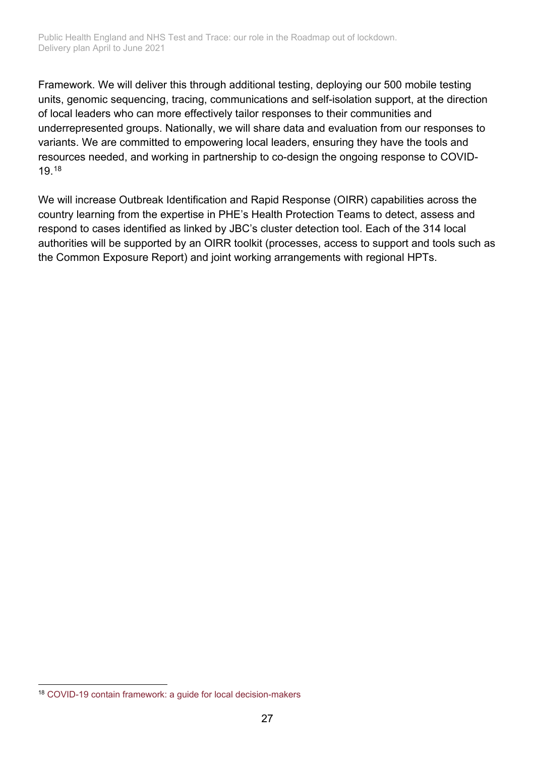Framework. We will deliver this through additional testing, deploying our 500 mobile testing units, genomic sequencing, tracing, communications and self-isolation support, at the direction of local leaders who can more effectively tailor responses to their communities and underrepresented groups. Nationally, we will share data and evaluation from our responses to variants. We are committed to empowering local leaders, ensuring they have the tools and resources needed, and working in partnership to co-design the ongoing response to COVID-19.[18]

We will increase Outbreak Identification and Rapid Response (OIRR) capabilities across the country learning from the expertise in PHE's Health Protection Teams to detect, assess and respond to cases identified as linked by JBC's cluster detection tool. Each of the 314 local authorities will be supported by an OIRR toolkit (processes, access to support and tools such as the Common Exposure Report) and joint working arrangements with regional HPTs.

---

[18] COVID-19 contain framework: a guide for local decision-makers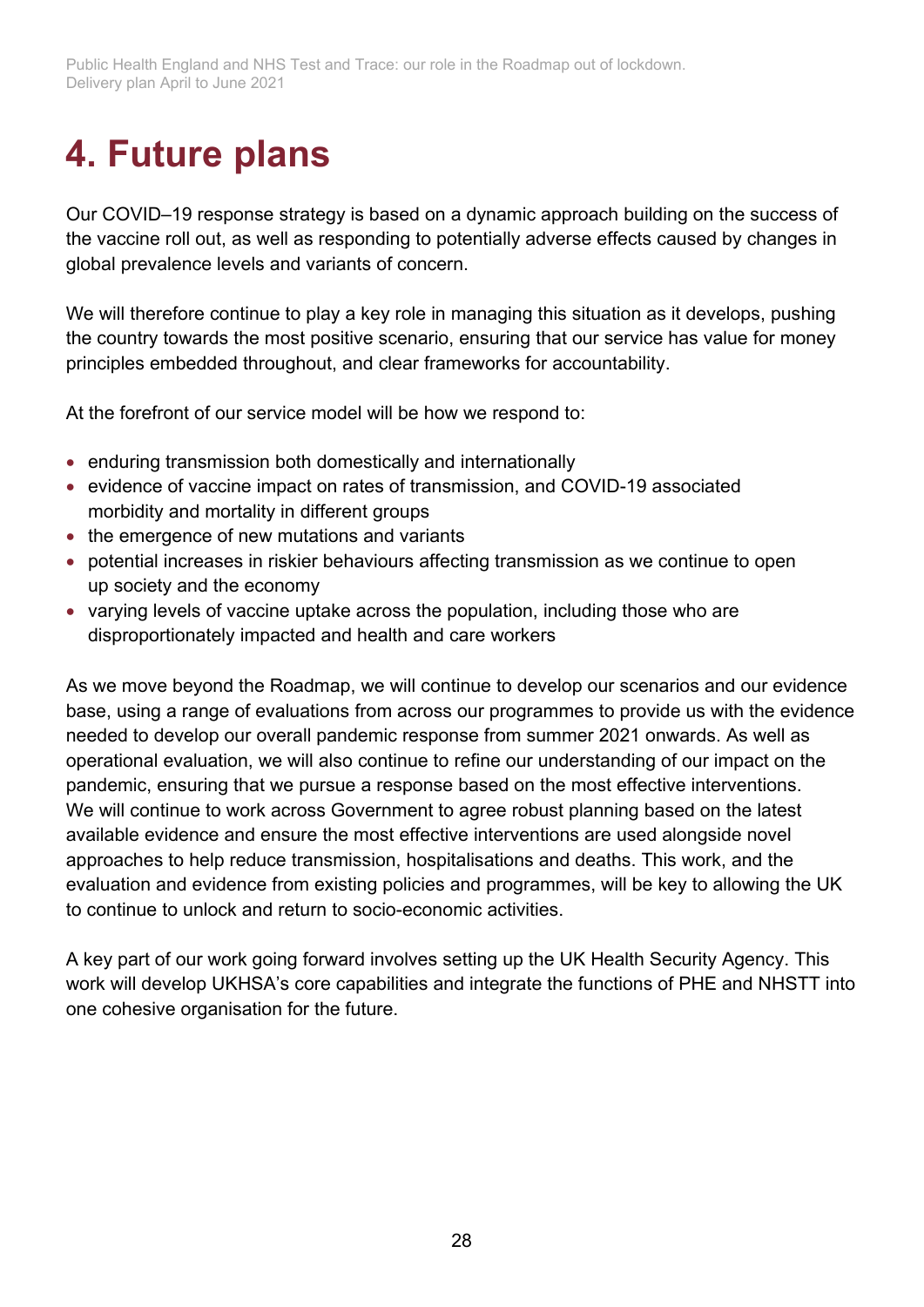# 4. Future plans

Our COVID–19 response strategy is based on a dynamic approach building on the success of the vaccine roll out, as well as responding to potentially adverse effects caused by changes in global prevalence levels and variants of concern.

We will therefore continue to play a key role in managing this situation as it develops, pushing the country towards the most positive scenario, ensuring that our service has value for money principles embedded throughout, and clear frameworks for accountability.

At the forefront of our service model will be how we respond to:

- enduring transmission both domestically and internationally
- evidence of vaccine impact on rates of transmission, and COVID-19 associated morbidity and mortality in different groups
- the emergence of new mutations and variants
- potential increases in riskier behaviours affecting transmission as we continue to open up society and the economy
- varying levels of vaccine uptake across the population, including those who are disproportionately impacted and health and care workers

As we move beyond the Roadmap, we will continue to develop our scenarios and our evidence base, using a range of evaluations from across our programmes to provide us with the evidence needed to develop our overall pandemic response from summer 2021 onwards. As well as operational evaluation, we will also continue to refine our understanding of our impact on the pandemic, ensuring that we pursue a response based on the most effective interventions. We will continue to work across Government to agree robust planning based on the latest available evidence and ensure the most effective interventions are used alongside novel approaches to help reduce transmission, hospitalisations and deaths. This work, and the evaluation and evidence from existing policies and programmes, will be key to allowing the UK to continue to unlock and return to socio-economic activities.

A key part of our work going forward involves setting up the UK Health Security Agency. This work will develop UKHSA's core capabilities and integrate the functions of PHE and NHSTT into one cohesive organisation for the future.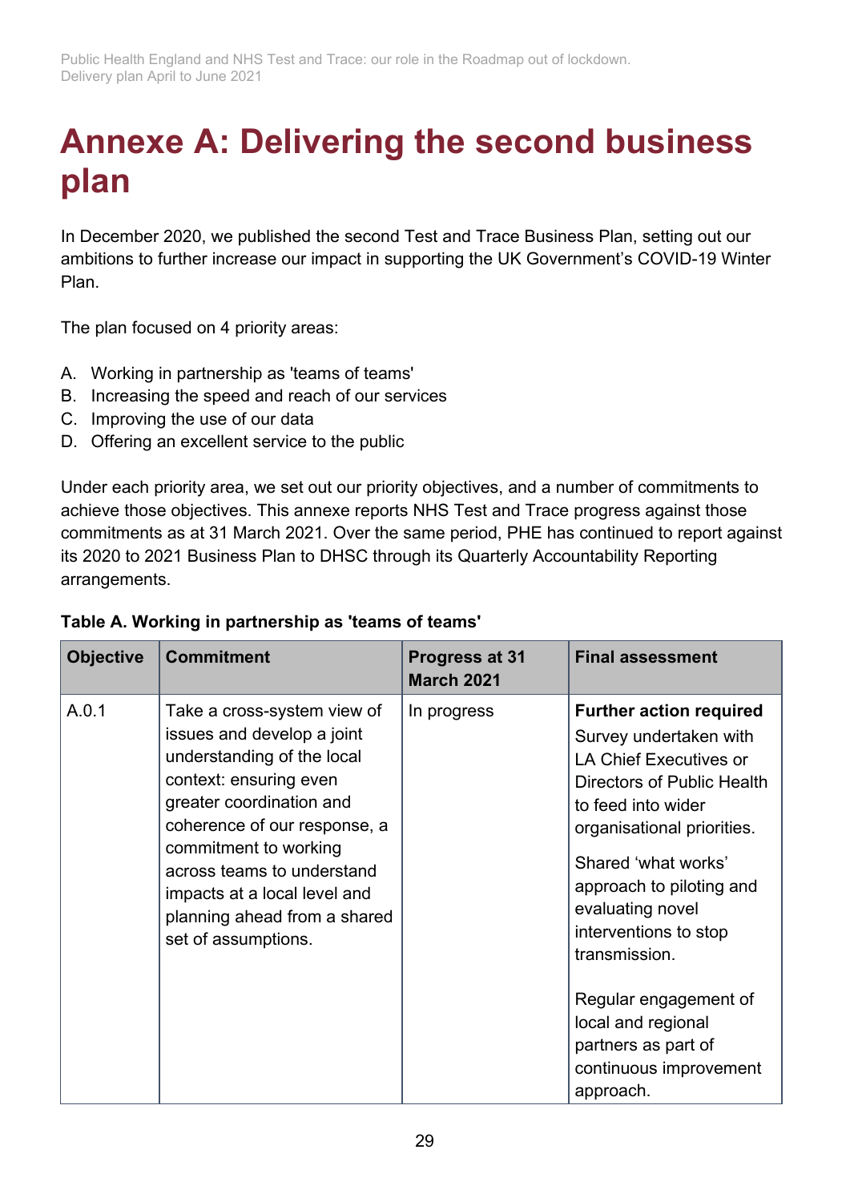# Annexe A: Delivering the second business plan

In December 2020, we published the second Test and Trace Business Plan, setting out our ambitions to further increase our impact in supporting the UK Government's COVID-19 Winter Plan.

The plan focused on 4 priority areas:

A. Working in partnership as 'teams of teams'
B. Increasing the speed and reach of our services
C. Improving the use of our data
D. Offering an excellent service to the public

Under each priority area, we set out our priority objectives, and a number of commitments to achieve those objectives. This annexe reports NHS Test and Trace progress against those commitments as at 31 March 2021. Over the same period, PHE has continued to report against its 2020 to 2021 Business Plan to DHSC through its Quarterly Accountability Reporting arrangements.

**Table A. Working in partnership as 'teams of teams'**

| Objective | Commitment | Progress at 31 March 2021 | Final assessment |
|---|---|---|---|
| A.0.1 | Take a cross-system view of issues and develop a joint understanding of the local context: ensuring even greater coordination and coherence of our response, a commitment to working across teams to understand impacts at a local level and planning ahead from a shared set of assumptions. | In progress | **Further action required** Survey undertaken with LA Chief Executives or Directors of Public Health to feed into wider organisational priorities. Shared 'what works' approach to piloting and evaluating novel interventions to stop transmission. Regular engagement of local and regional partners as part of continuous improvement approach. |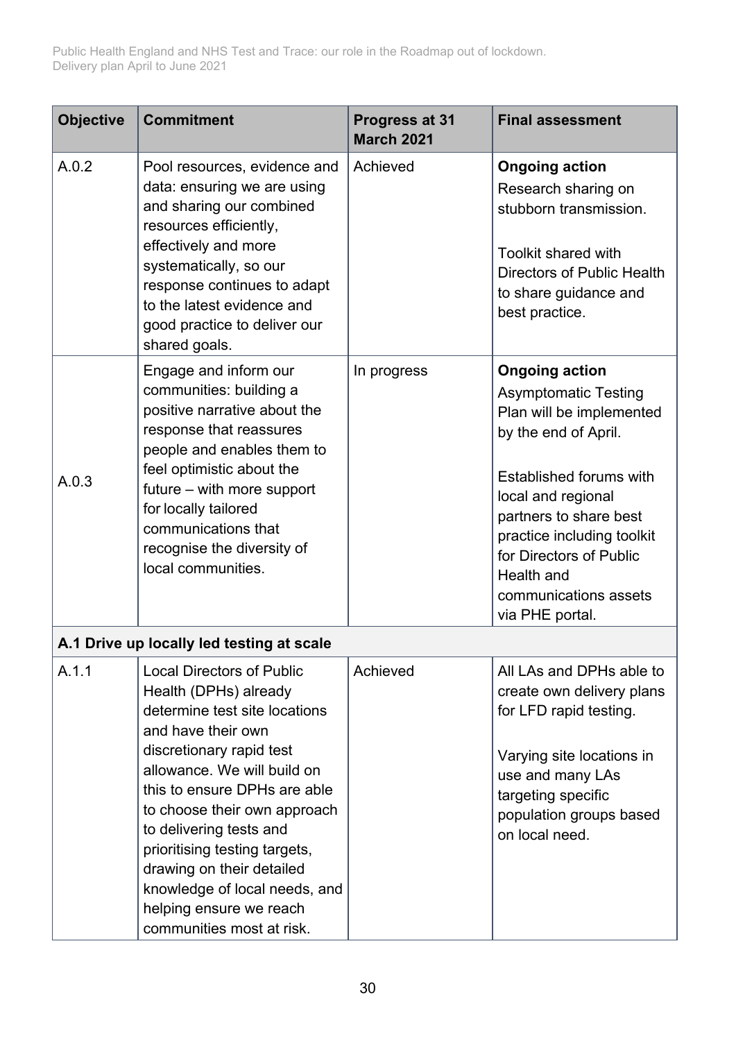| Objective | Commitment | Progress at 31 March 2021 | Final assessment |
|---|---|---|---|
| A.0.2 | Pool resources, evidence and data: ensuring we are using and sharing our combined resources efficiently, effectively and more systematically, so our response continues to adapt to the latest evidence and good practice to deliver our shared goals. | Achieved | **Ongoing action**<br>Research sharing on stubborn transmission.<br><br>Toolkit shared with Directors of Public Health to share guidance and best practice. |
| A.0.3 | Engage and inform our communities: building a positive narrative about the response that reassures people and enables them to feel optimistic about the future – with more support for locally tailored communications that recognise the diversity of local communities. | In progress | **Ongoing action**<br>Asymptomatic Testing Plan will be implemented by the end of April.<br><br>Established forums with local and regional partners to share best practice including toolkit for Directors of Public Health and communications assets via PHE portal. |
| **A.1 Drive up locally led testing at scale** | | | |
| A.1.1 | Local Directors of Public Health (DPHs) already determine test site locations and have their own discretionary rapid test allowance. We will build on this to ensure DPHs are able to choose their own approach to delivering tests and prioritising testing targets, drawing on their detailed knowledge of local needs, and helping ensure we reach communities most at risk. | Achieved | All LAs and DPHs able to create own delivery plans for LFD rapid testing.<br><br>Varying site locations in use and many LAs targeting specific population groups based on local need. |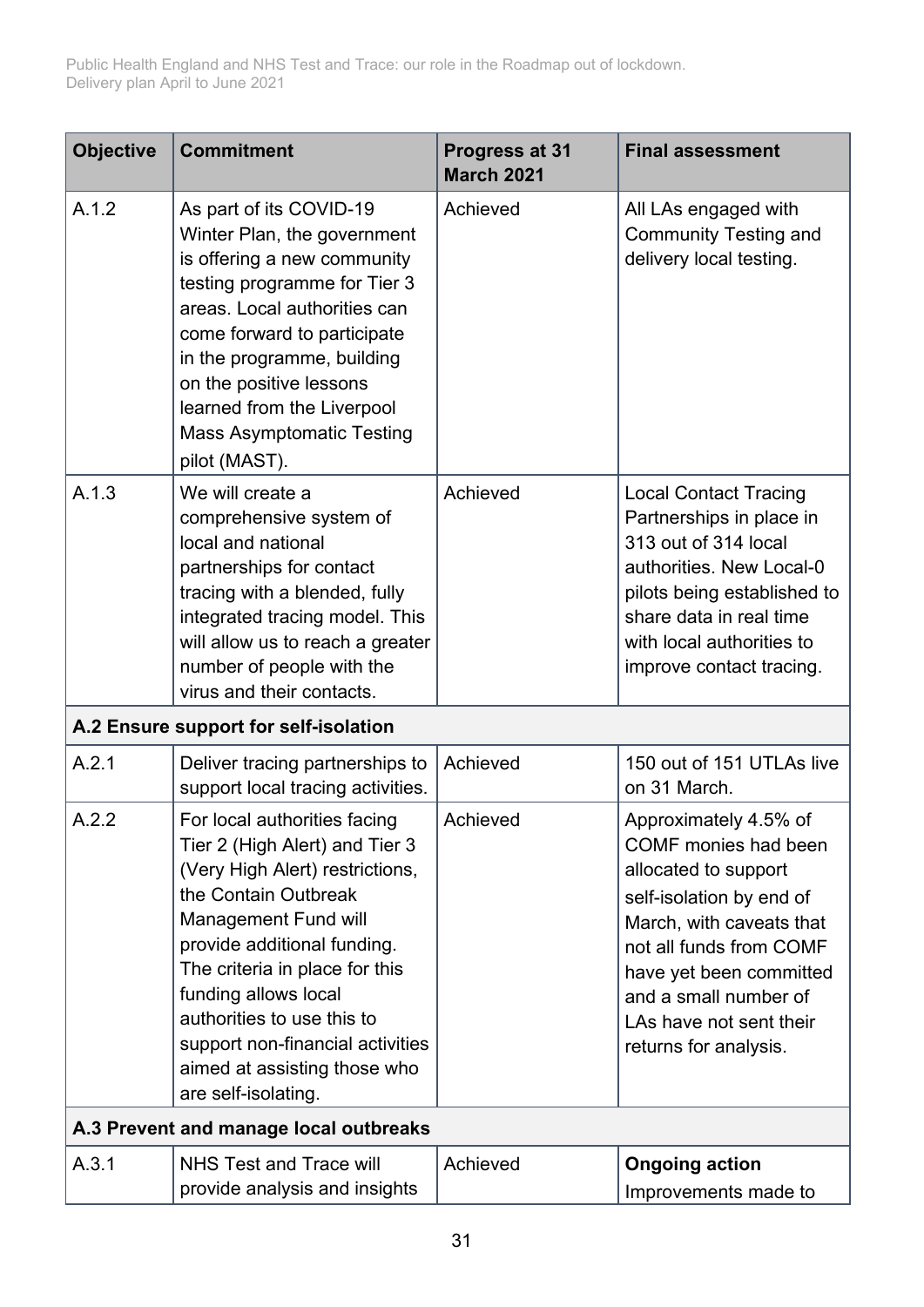| Objective | Commitment | Progress at 31 March 2021 | Final assessment |
|---|---|---|---|
| A.1.2 | As part of its COVID-19 Winter Plan, the government is offering a new community testing programme for Tier 3 areas. Local authorities can come forward to participate in the programme, building on the positive lessons learned from the Liverpool Mass Asymptomatic Testing pilot (MAST). | Achieved | All LAs engaged with Community Testing and delivery local testing. |
| A.1.3 | We will create a comprehensive system of local and national partnerships for contact tracing with a blended, fully integrated tracing model. This will allow us to reach a greater number of people with the virus and their contacts. | Achieved | Local Contact Tracing Partnerships in place in 313 out of 314 local authorities. New Local-0 pilots being established to share data in real time with local authorities to improve contact tracing. |
| **A.2 Ensure support for self-isolation** | | | |
| A.2.1 | Deliver tracing partnerships to support local tracing activities. | Achieved | 150 out of 151 UTLAs live on 31 March. |
| A.2.2 | For local authorities facing Tier 2 (High Alert) and Tier 3 (Very High Alert) restrictions, the Contain Outbreak Management Fund will provide additional funding. The criteria in place for this funding allows local authorities to use this to support non-financial activities aimed at assisting those who are self-isolating. | Achieved | Approximately 4.5% of COMF monies had been allocated to support self-isolation by end of March, with caveats that not all funds from COMF have yet been committed and a small number of LAs have not sent their returns for analysis. |
| **A.3 Prevent and manage local outbreaks** | | | |
| A.3.1 | NHS Test and Trace will provide analysis and insights | Achieved | **Ongoing action** Improvements made to |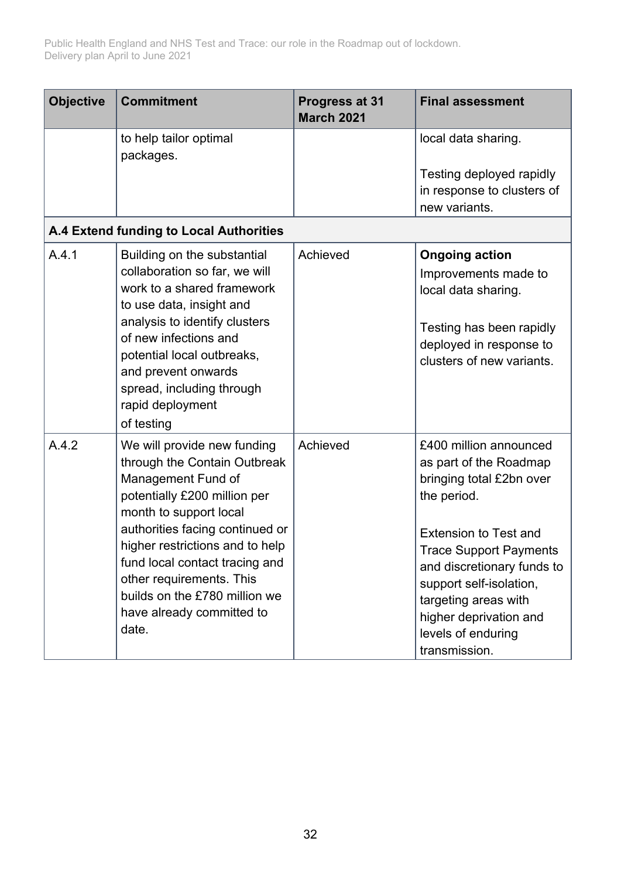| Objective | Commitment | Progress at 31 March 2021 | Final assessment |
|---|---|---|---|
| | to help tailor optimal packages. | | local data sharing.<br><br>Testing deployed rapidly in response to clusters of new variants. |
| **A.4 Extend funding to Local Authorities** | | | |
| A.4.1 | Building on the substantial collaboration so far, we will work to a shared framework to use data, insight and analysis to identify clusters of new infections and potential local outbreaks, and prevent onwards spread, including through rapid deployment of testing | Achieved | **Ongoing action**<br>Improvements made to local data sharing.<br><br>Testing has been rapidly deployed in response to clusters of new variants. |
| A.4.2 | We will provide new funding through the Contain Outbreak Management Fund of potentially £200 million per month to support local authorities facing continued or higher restrictions and to help fund local contact tracing and other requirements. This builds on the £780 million we have already committed to date. | Achieved | £400 million announced as part of the Roadmap bringing total £2bn over the period.<br><br>Extension to Test and Trace Support Payments and discretionary funds to support self-isolation, targeting areas with higher deprivation and levels of enduring transmission. |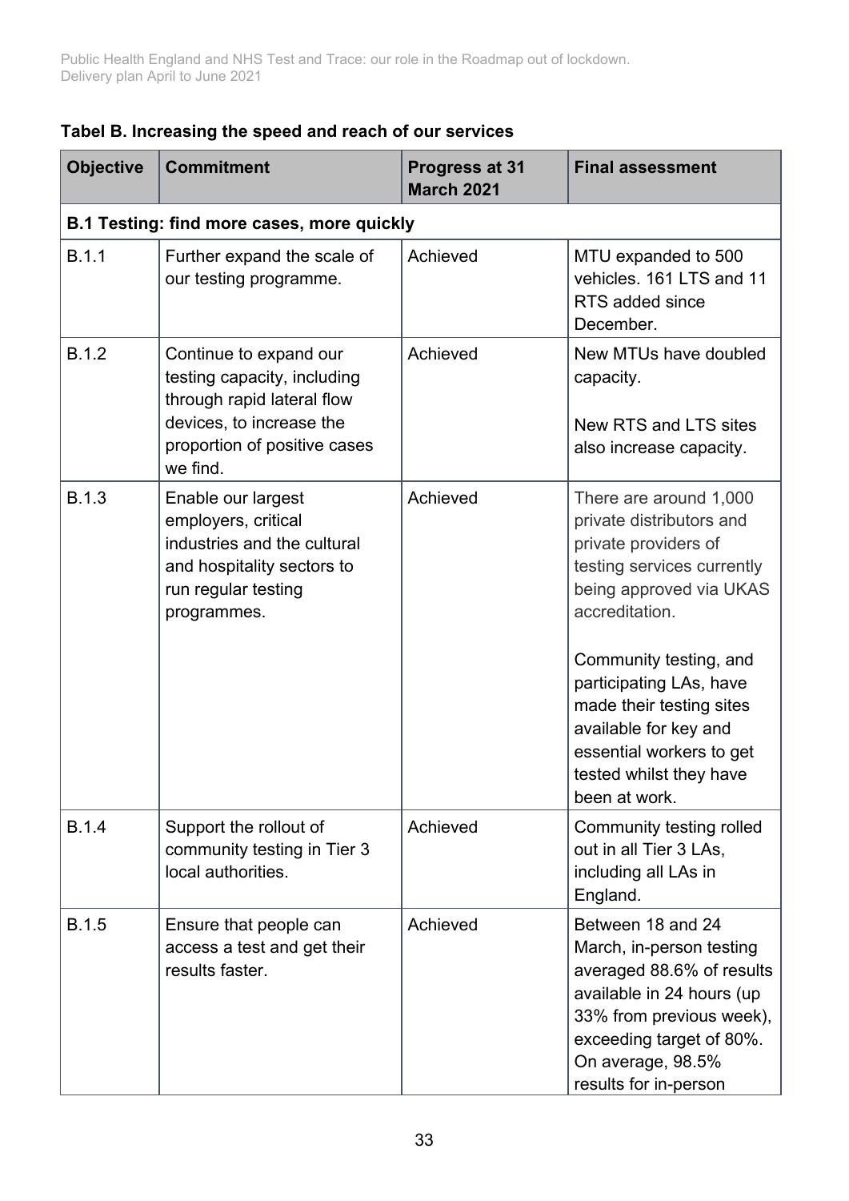**Tabel B. Increasing the speed and reach of our services**

| Objective | Commitment | Progress at 31 March 2021 | Final assessment |
| --- | --- | --- | --- |
| **B.1 Testing: find more cases, more quickly** | | | |
| B.1.1 | Further expand the scale of our testing programme. | Achieved | MTU expanded to 500 vehicles. 161 LTS and 11 RTS added since December. |
| B.1.2 | Continue to expand our testing capacity, including through rapid lateral flow devices, to increase the proportion of positive cases we find. | Achieved | New MTUs have doubled capacity.<br><br>New RTS and LTS sites also increase capacity. |
| B.1.3 | Enable our largest employers, critical industries and the cultural and hospitality sectors to run regular testing programmes. | Achieved | There are around 1,000 private distributors and private providers of testing services currently being approved via UKAS accreditation.<br><br>Community testing, and participating LAs, have made their testing sites available for key and essential workers to get tested whilst they have been at work. |
| B.1.4 | Support the rollout of community testing in Tier 3 local authorities. | Achieved | Community testing rolled out in all Tier 3 LAs, including all LAs in England. |
| B.1.5 | Ensure that people can access a test and get their results faster. | Achieved | Between 18 and 24 March, in-person testing averaged 88.6% of results available in 24 hours (up 33% from previous week), exceeding target of 80%. On average, 98.5% results for in-person |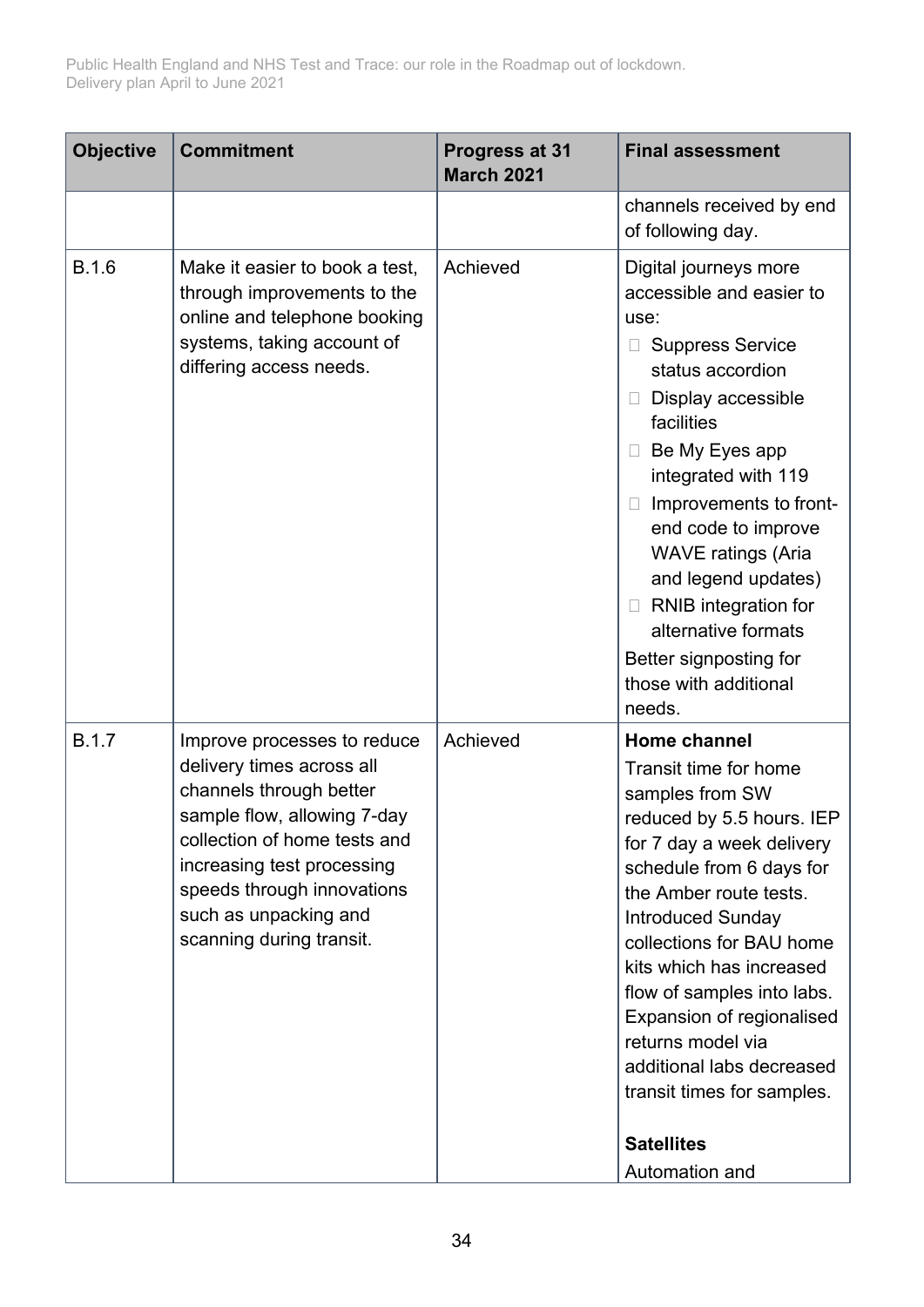| Objective | Commitment | Progress at 31 March 2021 | Final assessment |
|---|---|---|---|
| | | | channels received by end of following day. |
| B.1.6 | Make it easier to book a test, through improvements to the online and telephone booking systems, taking account of differing access needs. | Achieved | Digital journeys more accessible and easier to use:<br>- Suppress Service status accordion<br>- Display accessible facilities<br>- Be My Eyes app integrated with 119<br>- Improvements to front-end code to improve WAVE ratings (Aria and legend updates)<br>- RNIB integration for alternative formats<br>Better signposting for those with additional needs. |
| B.1.7 | Improve processes to reduce delivery times across all channels through better sample flow, allowing 7-day collection of home tests and increasing test processing speeds through innovations such as unpacking and scanning during transit. | Achieved | **Home channel**<br>Transit time for home samples from SW reduced by 5.5 hours. IEP for 7 day a week delivery schedule from 6 days for the Amber route tests. Introduced Sunday collections for BAU home kits which has increased flow of samples into labs. Expansion of regionalised returns model via additional labs decreased transit times for samples.<br><br>**Satellites**<br>Automation and |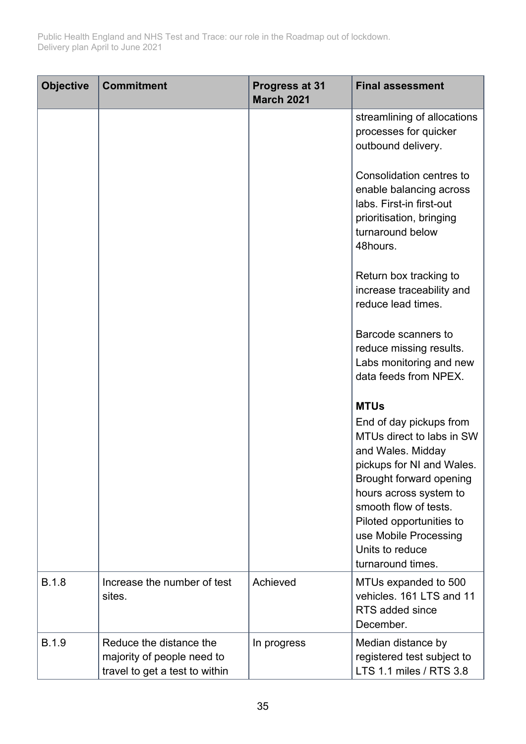| Objective | Commitment | Progress at 31 March 2021 | Final assessment |
|---|---|---|---|
| | | | streamlining of allocations processes for quicker outbound delivery.<br><br>Consolidation centres to enable balancing across labs. First-in first-out prioritisation, bringing turnaround below 48hours.<br><br>Return box tracking to increase traceability and reduce lead times.<br><br>Barcode scanners to reduce missing results. Labs monitoring and new data feeds from NPEX.<br><br>**MTUs**<br>End of day pickups from MTUs direct to labs in SW and Wales. Midday pickups for NI and Wales. Brought forward opening hours across system to smooth flow of tests. Piloted opportunities to use Mobile Processing Units to reduce turnaround times. |
| B.1.8 | Increase the number of test sites. | Achieved | MTUs expanded to 500 vehicles. 161 LTS and 11 RTS added since December. |
| B.1.9 | Reduce the distance the majority of people need to travel to get a test to within | In progress | Median distance by registered test subject to LTS 1.1 miles / RTS 3.8 |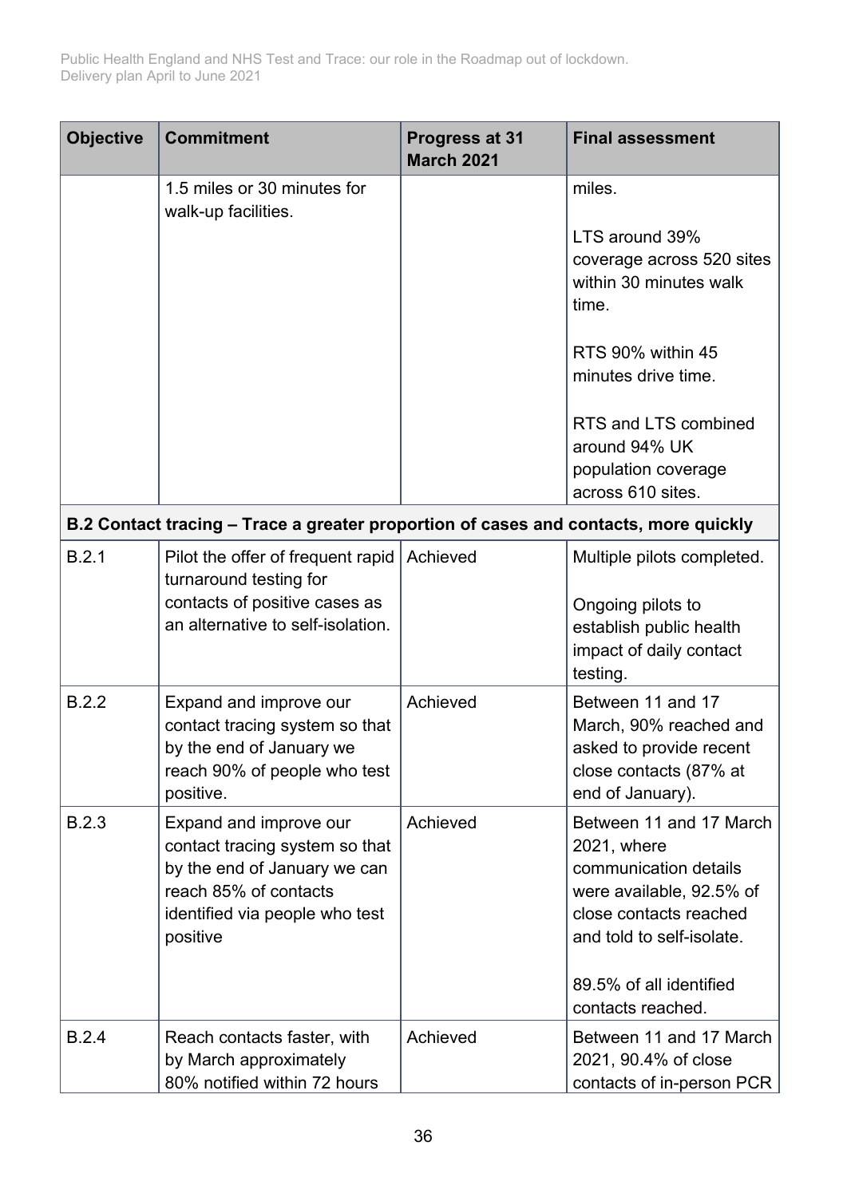| Objective | Commitment | Progress at 31 March 2021 | Final assessment |
|---|---|---|---|
| | 1.5 miles or 30 minutes for walk-up facilities. | | miles.<br><br>LTS around 39% coverage across 520 sites within 30 minutes walk time.<br><br>RTS 90% within 45 minutes drive time.<br><br>RTS and LTS combined around 94% UK population coverage across 610 sites. |
| **B.2 Contact tracing – Trace a greater proportion of cases and contacts, more quickly** | | | |
| B.2.1 | Pilot the offer of frequent rapid turnaround testing for contacts of positive cases as an alternative to self-isolation. | Achieved | Multiple pilots completed.<br><br>Ongoing pilots to establish public health impact of daily contact testing. |
| B.2.2 | Expand and improve our contact tracing system so that by the end of January we reach 90% of people who test positive. | Achieved | Between 11 and 17 March, 90% reached and asked to provide recent close contacts (87% at end of January). |
| B.2.3 | Expand and improve our contact tracing system so that by the end of January we can reach 85% of contacts identified via people who test positive | Achieved | Between 11 and 17 March 2021, where communication details were available, 92.5% of close contacts reached and told to self-isolate.<br><br>89.5% of all identified contacts reached. |
| B.2.4 | Reach contacts faster, with by March approximately 80% notified within 72 hours | Achieved | Between 11 and 17 March 2021, 90.4% of close contacts of in-person PCR |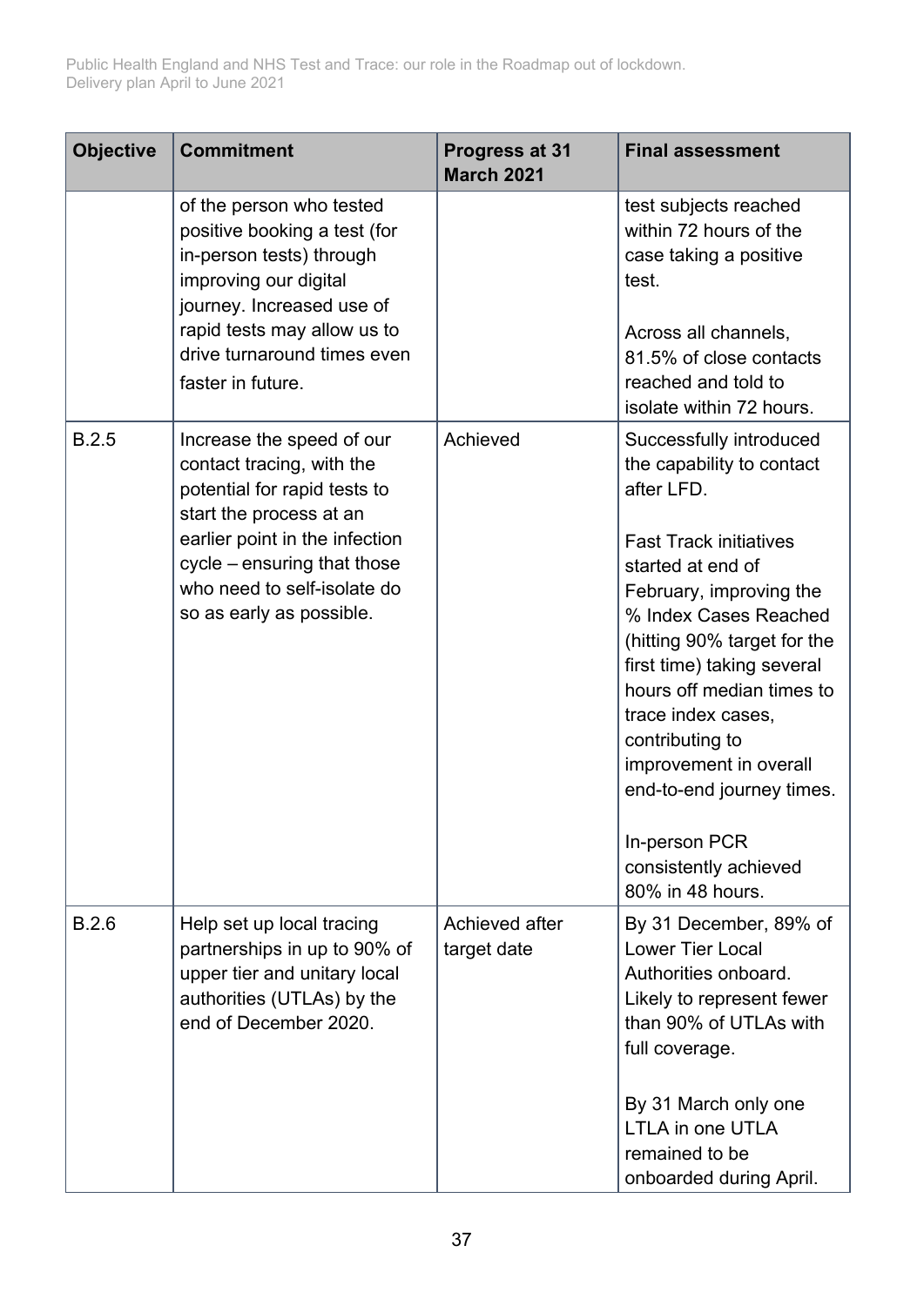| Objective | Commitment | Progress at 31 March 2021 | Final assessment |
|---|---|---|---|
| | of the person who tested positive booking a test (for in-person tests) through improving our digital journey. Increased use of rapid tests may allow us to drive turnaround times even faster in future. | | test subjects reached within 72 hours of the case taking a positive test.<br><br>Across all channels, 81.5% of close contacts reached and told to isolate within 72 hours. |
| B.2.5 | Increase the speed of our contact tracing, with the potential for rapid tests to start the process at an earlier point in the infection cycle – ensuring that those who need to self-isolate do so as early as possible. | Achieved | Successfully introduced the capability to contact after LFD.<br><br>Fast Track initiatives started at end of February, improving the % Index Cases Reached (hitting 90% target for the first time) taking several hours off median times to trace index cases, contributing to improvement in overall end-to-end journey times.<br><br>In-person PCR consistently achieved 80% in 48 hours. |
| B.2.6 | Help set up local tracing partnerships in up to 90% of upper tier and unitary local authorities (UTLAs) by the end of December 2020. | Achieved after target date | By 31 December, 89% of Lower Tier Local Authorities onboard. Likely to represent fewer than 90% of UTLAs with full coverage.<br><br>By 31 March only one LTLA in one UTLA remained to be onboarded during April. |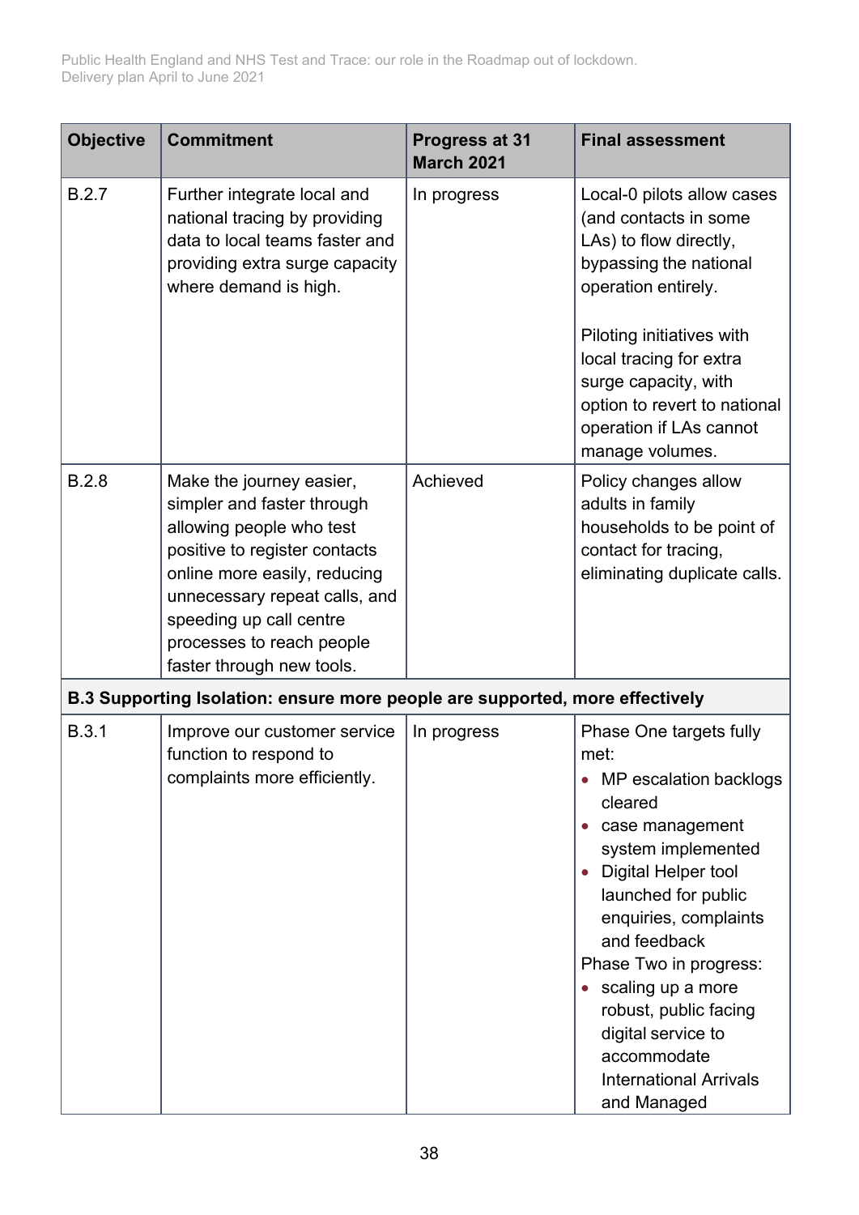| Objective | Commitment | Progress at 31 March 2021 | Final assessment |
|---|---|---|---|
| B.2.7 | Further integrate local and national tracing by providing data to local teams faster and providing extra surge capacity where demand is high. | In progress | Local-0 pilots allow cases (and contacts in some LAs) to flow directly, bypassing the national operation entirely.<br><br>Piloting initiatives with local tracing for extra surge capacity, with option to revert to national operation if LAs cannot manage volumes. |
| B.2.8 | Make the journey easier, simpler and faster through allowing people who test positive to register contacts online more easily, reducing unnecessary repeat calls, and speeding up call centre processes to reach people faster through new tools. | Achieved | Policy changes allow adults in family households to be point of contact for tracing, eliminating duplicate calls. |
| **B.3 Supporting Isolation: ensure more people are supported, more effectively** | | | |
| B.3.1 | Improve our customer service function to respond to complaints more efficiently. | In progress | Phase One targets fully met:<br>• MP escalation backlogs cleared<br>• case management system implemented<br>• Digital Helper tool launched for public enquiries, complaints and feedback<br>Phase Two in progress:<br>• scaling up a more robust, public facing digital service to accommodate International Arrivals and Managed |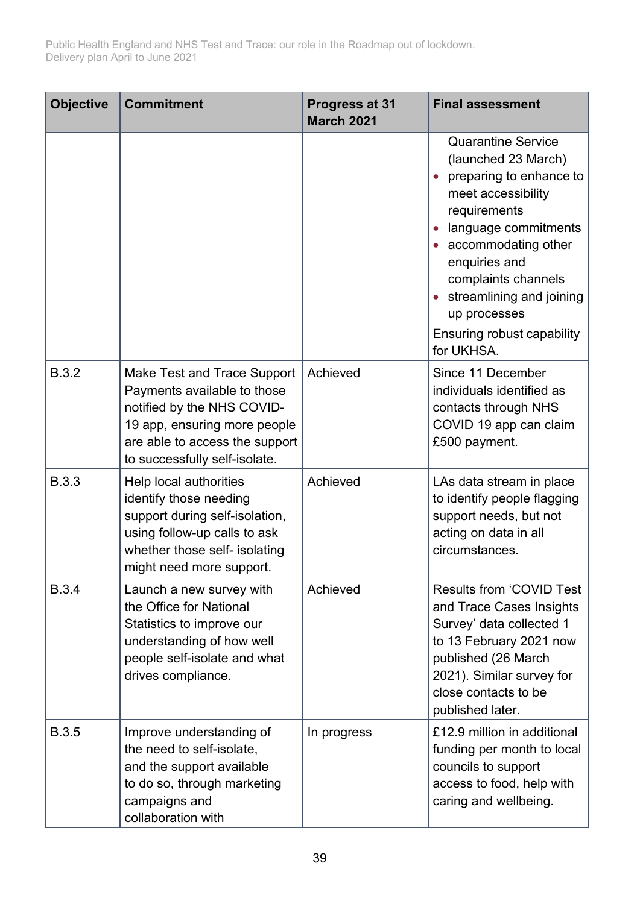| Objective | Commitment | Progress at 31 March 2021 | Final assessment |
|---|---|---|---|
| | | | Quarantine Service (launched 23 March)<br>• preparing to enhance to meet accessibility requirements<br>• language commitments<br>• accommodating other enquiries and complaints channels<br>• streamlining and joining up processes<br>Ensuring robust capability for UKHSA. |
| B.3.2 | Make Test and Trace Support Payments available to those notified by the NHS COVID-19 app, ensuring more people are able to access the support to successfully self-isolate. | Achieved | Since 11 December individuals identified as contacts through NHS COVID 19 app can claim £500 payment. |
| B.3.3 | Help local authorities identify those needing support during self-isolation, using follow-up calls to ask whether those self- isolating might need more support. | Achieved | LAs data stream in place to identify people flagging support needs, but not acting on data in all circumstances. |
| B.3.4 | Launch a new survey with the Office for National Statistics to improve our understanding of how well people self-isolate and what drives compliance. | Achieved | Results from 'COVID Test and Trace Cases Insights Survey' data collected 1 to 13 February 2021 now published (26 March 2021). Similar survey for close contacts to be published later. |
| B.3.5 | Improve understanding of the need to self-isolate, and the support available to do so, through marketing campaigns and collaboration with | In progress | £12.9 million in additional funding per month to local councils to support access to food, help with caring and wellbeing. |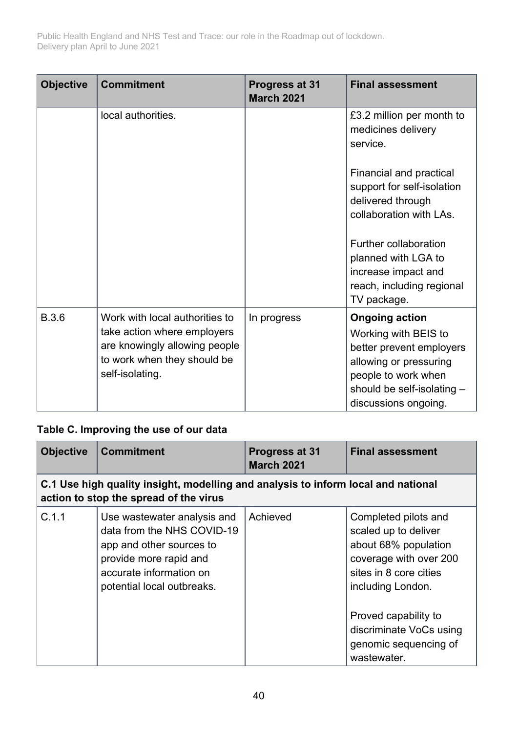| Objective | Commitment | Progress at 31 March 2021 | Final assessment |
|---|---|---|---|
| | local authorities. | | £3.2 million per month to medicines delivery service.<br><br>Financial and practical support for self-isolation delivered through collaboration with LAs.<br><br>Further collaboration planned with LGA to increase impact and reach, including regional TV package. |
| B.3.6 | Work with local authorities to take action where employers are knowingly allowing people to work when they should be self-isolating. | In progress | **Ongoing action**<br>Working with BEIS to better prevent employers allowing or pressuring people to work when should be self-isolating – discussions ongoing. |

**Table C. Improving the use of our data**

| Objective | Commitment | Progress at 31 March 2021 | Final assessment |
|---|---|---|---|
| **C.1 Use high quality insight, modelling and analysis to inform local and national action to stop the spread of the virus** | | | |
| C.1.1 | Use wastewater analysis and data from the NHS COVID-19 app and other sources to provide more rapid and accurate information on potential local outbreaks. | Achieved | Completed pilots and scaled up to deliver about 68% population coverage with over 200 sites in 8 core cities including London.<br><br>Proved capability to discriminate VoCs using genomic sequencing of wastewater. |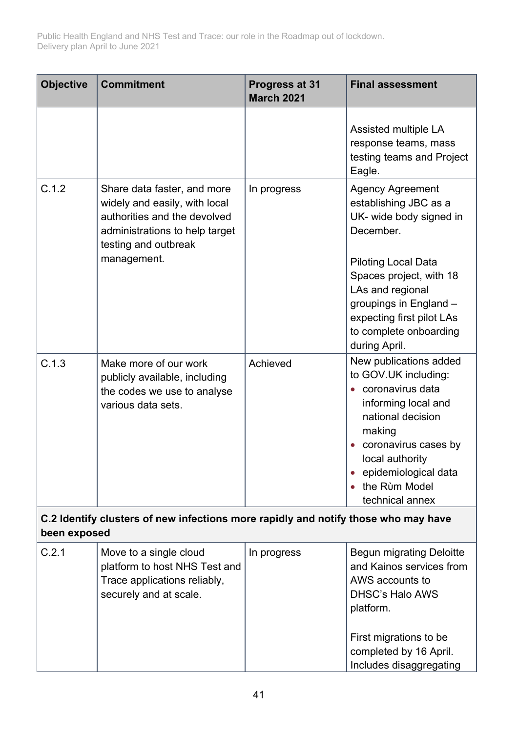| Objective | Commitment | Progress at 31 March 2021 | Final assessment |
| --- | --- | --- | --- |
| | | | Assisted multiple LA response teams, mass testing teams and Project Eagle. |
| C.1.2 | Share data faster, and more widely and easily, with local authorities and the devolved administrations to help target testing and outbreak management. | In progress | Agency Agreement establishing JBC as a UK- wide body signed in December.<br><br>Piloting Local Data Spaces project, with 18 LAs and regional groupings in England – expecting first pilot LAs to complete onboarding during April. |
| C.1.3 | Make more of our work publicly available, including the codes we use to analyse various data sets. | Achieved | New publications added to GOV.UK including:<br>• coronavirus data informing local and national decision making<br>• coronavirus cases by local authority<br>• epidemiological data<br>• the Rùm Model technical annex |
| **C.2 Identify clusters of new infections more rapidly and notify those who may have been exposed** | | | |
| C.2.1 | Move to a single cloud platform to host NHS Test and Trace applications reliably, securely and at scale. | In progress | Begun migrating Deloitte and Kainos services from AWS accounts to DHSC's Halo AWS platform.<br><br>First migrations to be completed by 16 April. Includes disaggregating |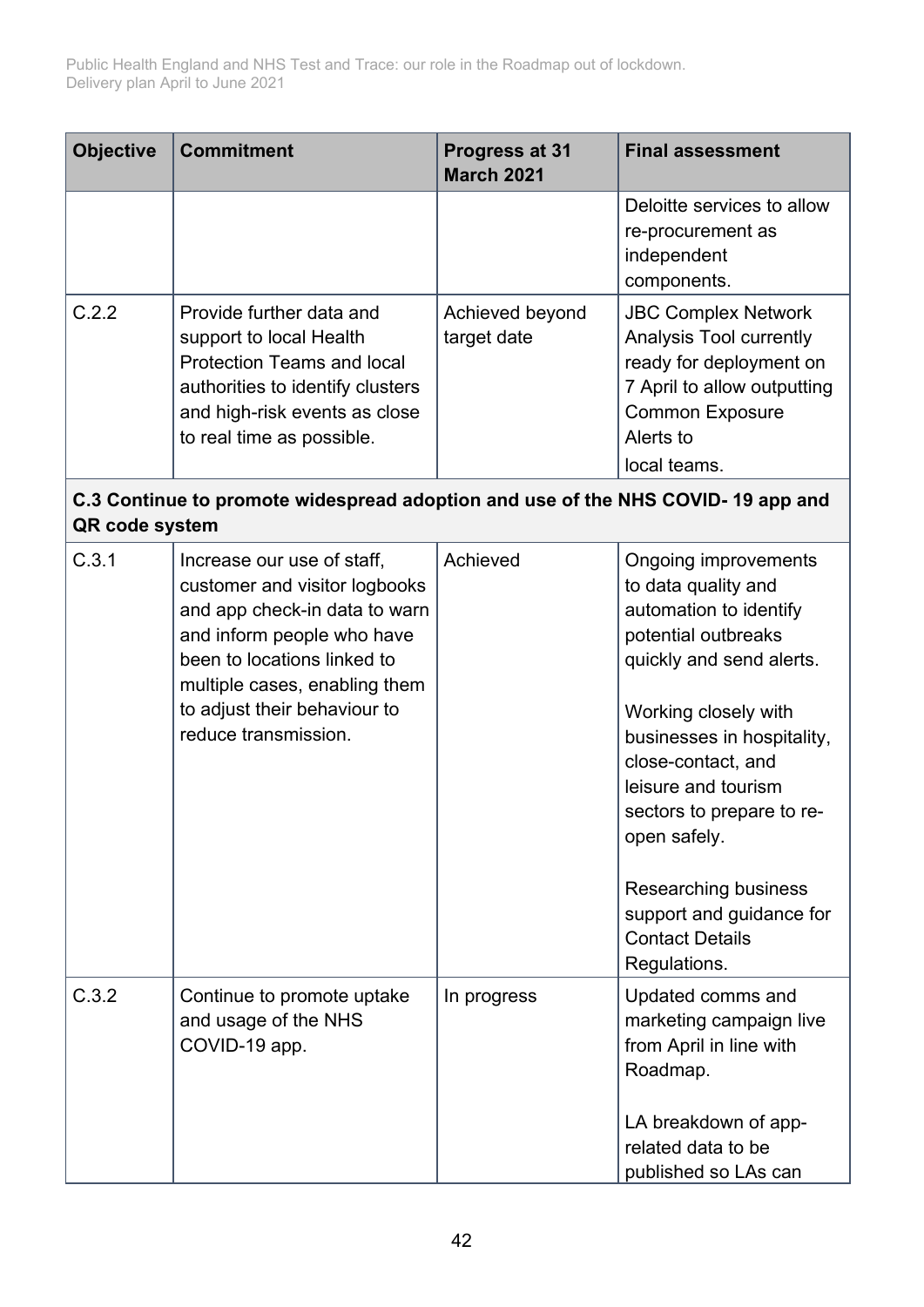| Objective | Commitment | Progress at 31 March 2021 | Final assessment |
|---|---|---|---|
| | | | Deloitte services to allow re-procurement as independent components. |
| C.2.2 | Provide further data and support to local Health Protection Teams and local authorities to identify clusters and high-risk events as close to real time as possible. | Achieved beyond target date | JBC Complex Network Analysis Tool currently ready for deployment on 7 April to allow outputting Common Exposure Alerts to local teams. |
| **C.3 Continue to promote widespread adoption and use of the NHS COVID- 19 app and QR code system** | | | |
| C.3.1 | Increase our use of staff, customer and visitor logbooks and app check-in data to warn and inform people who have been to locations linked to multiple cases, enabling them to adjust their behaviour to reduce transmission. | Achieved | Ongoing improvements to data quality and automation to identify potential outbreaks quickly and send alerts.<br><br>Working closely with businesses in hospitality, close-contact, and leisure and tourism sectors to prepare to re-open safely.<br><br>Researching business support and guidance for Contact Details Regulations. |
| C.3.2 | Continue to promote uptake and usage of the NHS COVID-19 app. | In progress | Updated comms and marketing campaign live from April in line with Roadmap.<br><br>LA breakdown of app-related data to be published so LAs can |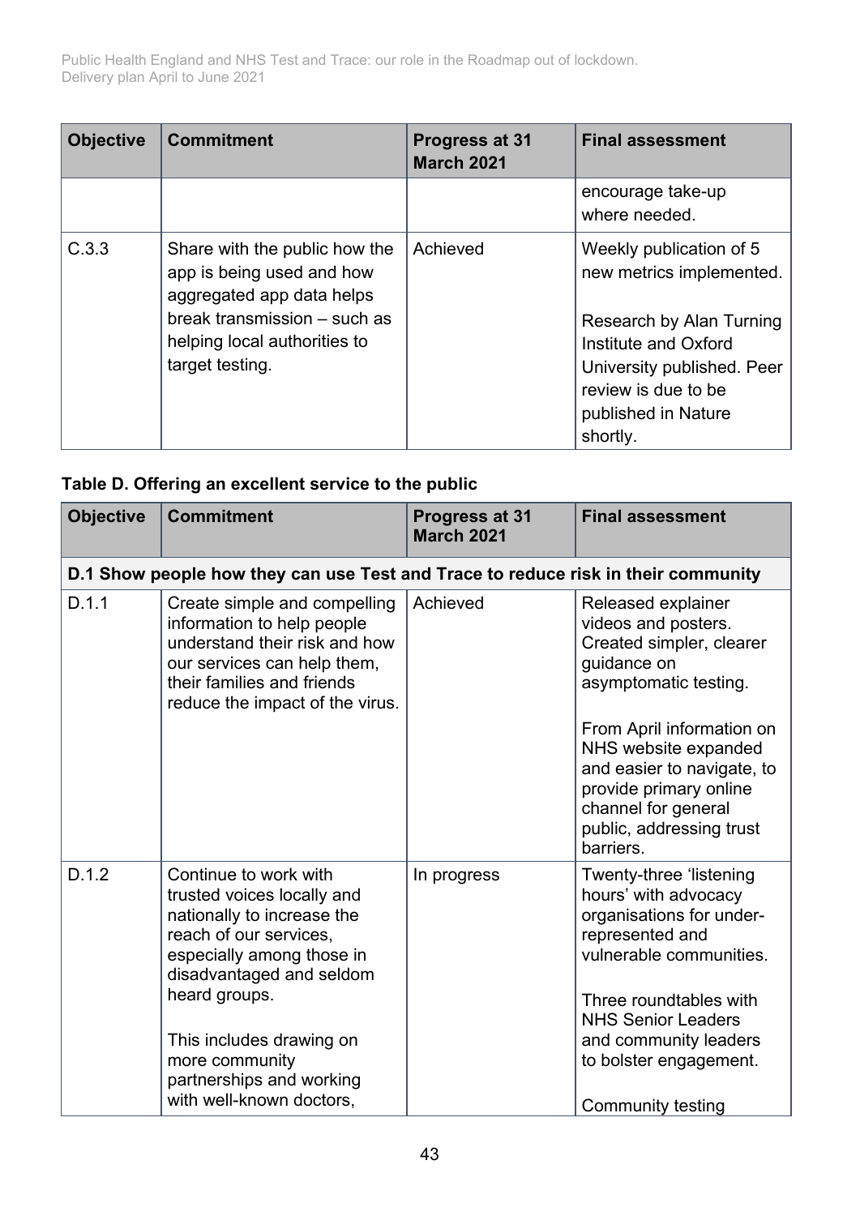| Objective | Commitment | Progress at 31 March 2021 | Final assessment |
|---|---|---|---|
| | | | encourage take-up where needed. |
| C.3.3 | Share with the public how the app is being used and how aggregated app data helps break transmission – such as helping local authorities to target testing. | Achieved | Weekly publication of 5 new metrics implemented.<br><br>Research by Alan Turning Institute and Oxford University published. Peer review is due to be published in Nature shortly. |

**Table D. Offering an excellent service to the public**

| Objective | Commitment | Progress at 31 March 2021 | Final assessment |
|---|---|---|---|
| **D.1 Show people how they can use Test and Trace to reduce risk in their community** | | | |
| D.1.1 | Create simple and compelling information to help people understand their risk and how our services can help them, their families and friends reduce the impact of the virus. | Achieved | Released explainer videos and posters. Created simpler, clearer guidance on asymptomatic testing.<br><br>From April information on NHS website expanded and easier to navigate, to provide primary online channel for general public, addressing trust barriers. |
| D.1.2 | Continue to work with trusted voices locally and nationally to increase the reach of our services, especially among those in disadvantaged and seldom heard groups.<br><br>This includes drawing on more community partnerships and working with well-known doctors, | In progress | Twenty-three 'listening hours' with advocacy organisations for under-represented and vulnerable communities.<br><br>Three roundtables with NHS Senior Leaders and community leaders to bolster engagement.<br><br>Community testing |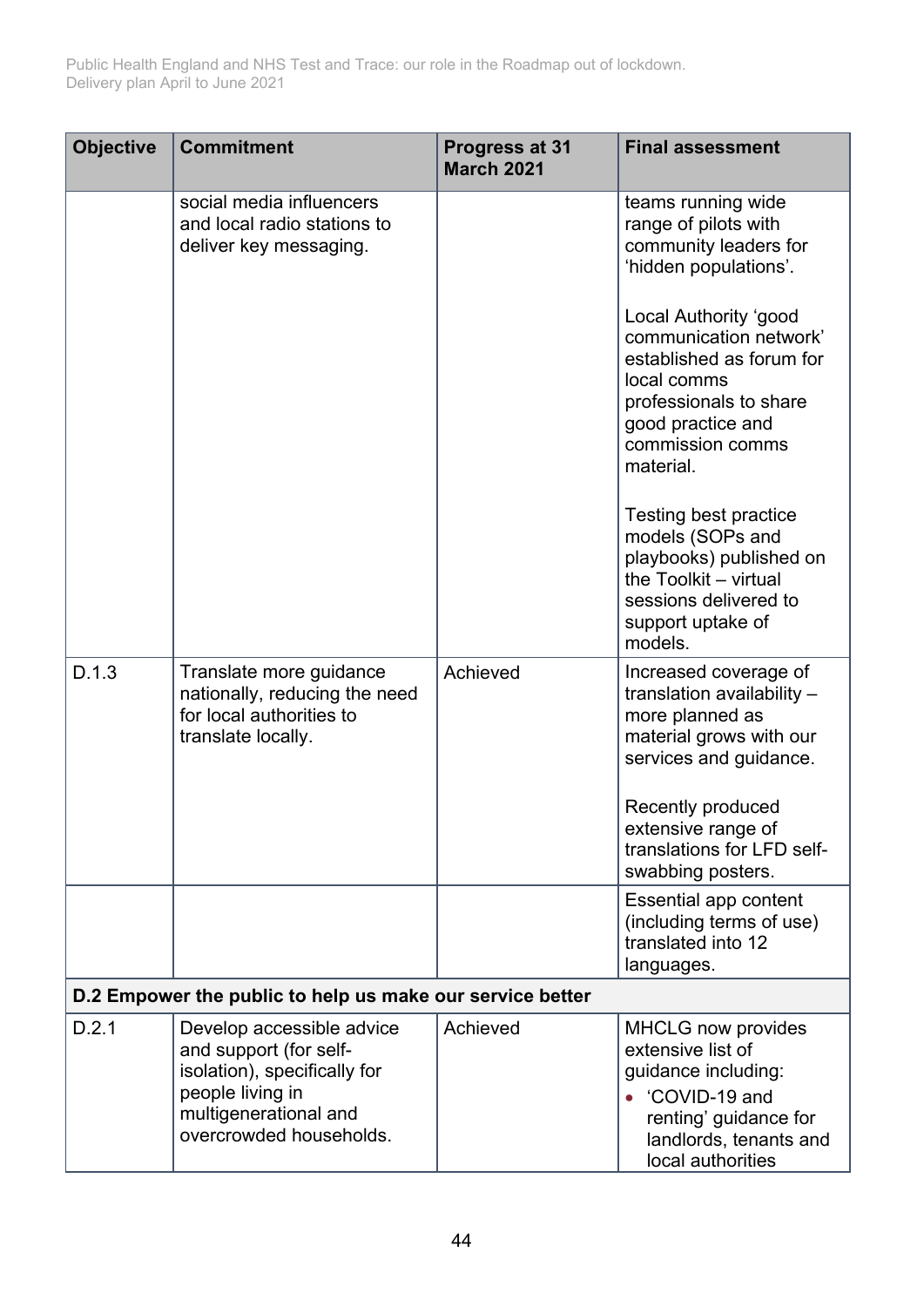| Objective | Commitment | Progress at 31 March 2021 | Final assessment |
|---|---|---|---|
| | social media influencers and local radio stations to deliver key messaging. | | teams running wide range of pilots with community leaders for 'hidden populations'.<br><br>Local Authority 'good communication network' established as forum for local comms professionals to share good practice and commission comms material.<br><br>Testing best practice models (SOPs and playbooks) published on the Toolkit – virtual sessions delivered to support uptake of models. |
| D.1.3 | Translate more guidance nationally, reducing the need for local authorities to translate locally. | Achieved | Increased coverage of translation availability – more planned as material grows with our services and guidance.<br><br>Recently produced extensive range of translations for LFD self-swabbing posters. |
| | | | Essential app content (including terms of use) translated into 12 languages. |
| **D.2 Empower the public to help us make our service better** | | | |
| D.2.1 | Develop accessible advice and support (for self-isolation), specifically for people living in multigenerational and overcrowded households. | Achieved | MHCLG now provides extensive list of guidance including:<br>• 'COVID-19 and renting' guidance for landlords, tenants and local authorities |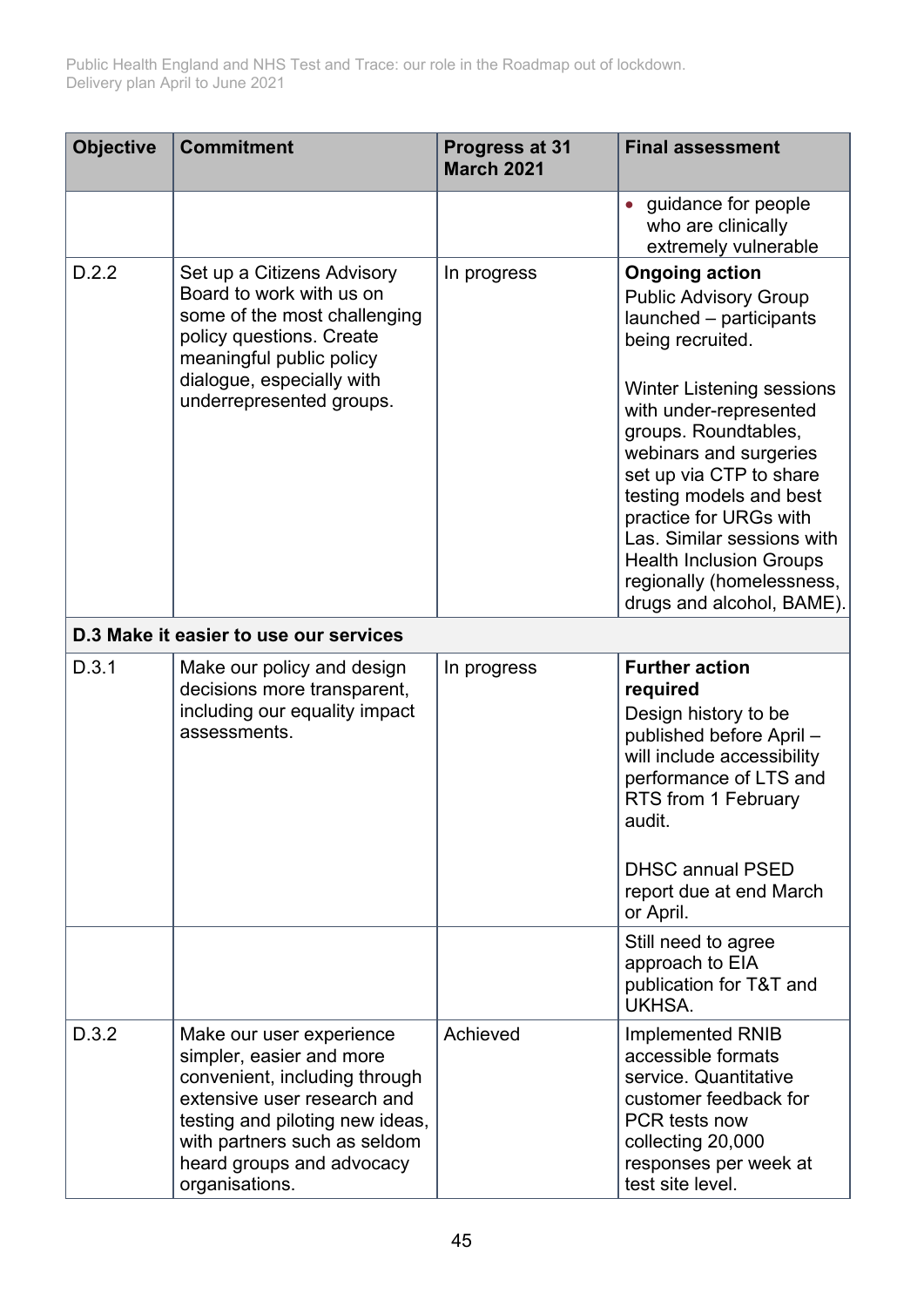| Objective | Commitment | Progress at 31 March 2021 | Final assessment |
| --- | --- | --- | --- |
| | | | • guidance for people who are clinically extremely vulnerable |
| D.2.2 | Set up a Citizens Advisory Board to work with us on some of the most challenging policy questions. Create meaningful public policy dialogue, especially with underrepresented groups. | In progress | **Ongoing action** Public Advisory Group launched – participants being recruited. Winter Listening sessions with under-represented groups. Roundtables, webinars and surgeries set up via CTP to share testing models and best practice for URGs with Las. Similar sessions with Health Inclusion Groups regionally (homelessness, drugs and alcohol, BAME). |
| **D.3 Make it easier to use our services** | | | |
| D.3.1 | Make our policy and design decisions more transparent, including our equality impact assessments. | In progress | **Further action required** Design history to be published before April – will include accessibility performance of LTS and RTS from 1 February audit. DHSC annual PSED report due at end March or April. |
| | | | Still need to agree approach to EIA publication for T&T and UKHSA. |
| D.3.2 | Make our user experience simpler, easier and more convenient, including through extensive user research and testing and piloting new ideas, with partners such as seldom heard groups and advocacy organisations. | Achieved | Implemented RNIB accessible formats service. Quantitative customer feedback for PCR tests now collecting 20,000 responses per week at test site level. |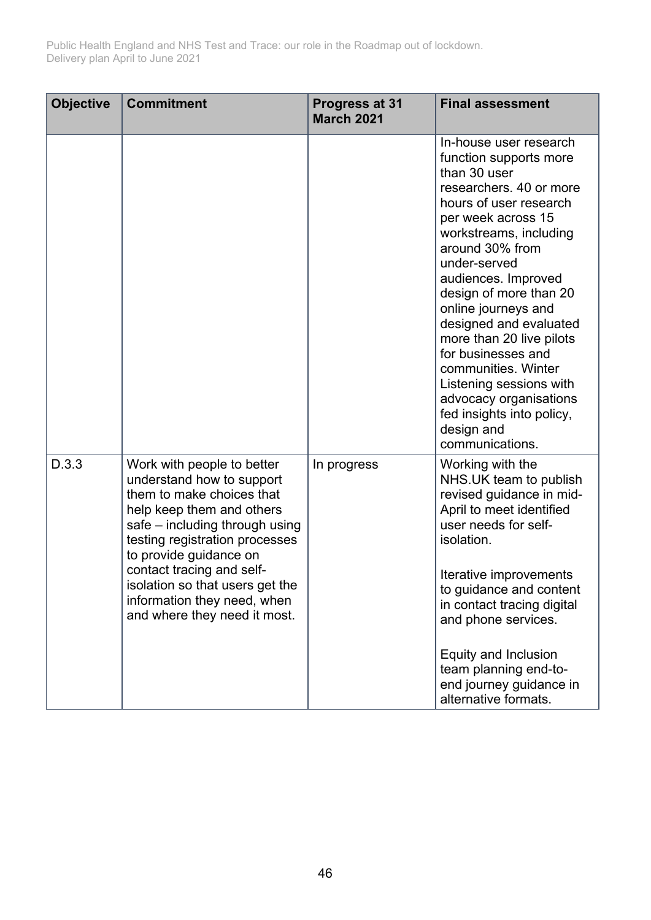| Objective | Commitment | Progress at 31 March 2021 | Final assessment |
|---|---|---|---|
| | | | In-house user research function supports more than 30 user researchers. 40 or more hours of user research per week across 15 workstreams, including around 30% from under-served audiences. Improved design of more than 20 online journeys and designed and evaluated more than 20 live pilots for businesses and communities. Winter Listening sessions with advocacy organisations fed insights into policy, design and communications. |
| D.3.3 | Work with people to better understand how to support them to make choices that help keep them and others safe – including through using testing registration processes to provide guidance on contact tracing and self-isolation so that users get the information they need, when and where they need it most. | In progress | Working with the NHS.UK team to publish revised guidance in mid-April to meet identified user needs for self-isolation.<br><br>Iterative improvements to guidance and content in contact tracing digital and phone services.<br><br>Equity and Inclusion team planning end-to-end journey guidance in alternative formats. |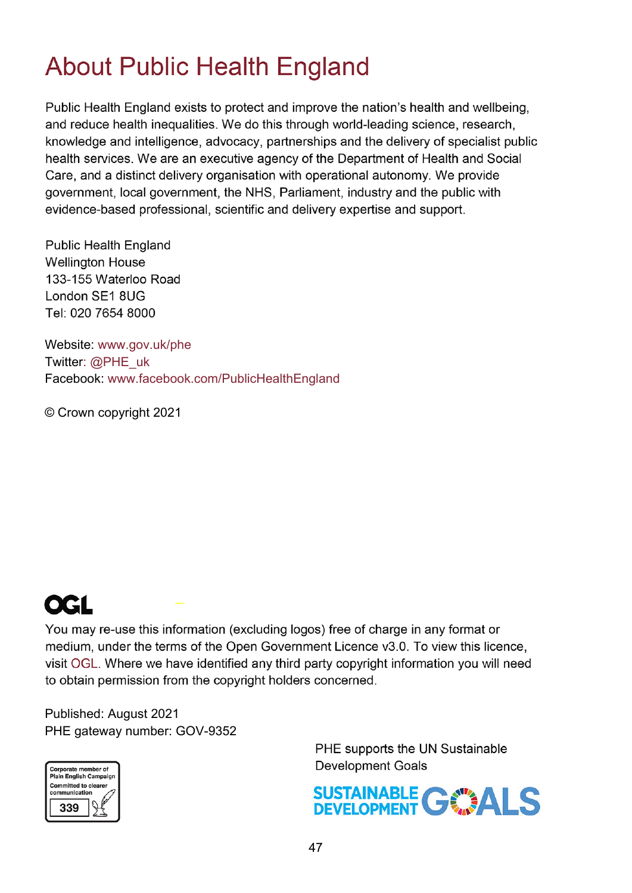# About Public Health England

Public Health England exists to protect and improve the nation's health and wellbeing, and reduce health inequalities. We do this through world-leading science, research, knowledge and intelligence, advocacy, partnerships and the delivery of specialist public health services. We are an executive agency of the Department of Health and Social Care, and a distinct delivery organisation with operational autonomy. We provide government, local government, the NHS, Parliament, industry and the public with evidence-based professional, scientific and delivery expertise and support.

Public Health England
Wellington House
133-155 Waterloo Road
London SE1 8UG
Tel: 020 7654 8000

Website: www.gov.uk/phe
Twitter: @PHE_uk
Facebook: www.facebook.com/PublicHealthEngland

© Crown copyright 2021

OGL

You may re-use this information (excluding logos) free of charge in any format or medium, under the terms of the Open Government Licence v3.0. To view this licence, visit OGL. Where we have identified any third party copyright information you will need to obtain permission from the copyright holders concerned.

Published: August 2021
PHE gateway number: GOV-9352

Corporate member of Plain English Campaign
Committed to clearer communication
339

PHE supports the UN Sustainable Development Goals

SUSTAINABLE DEVELOPMENT GOALS